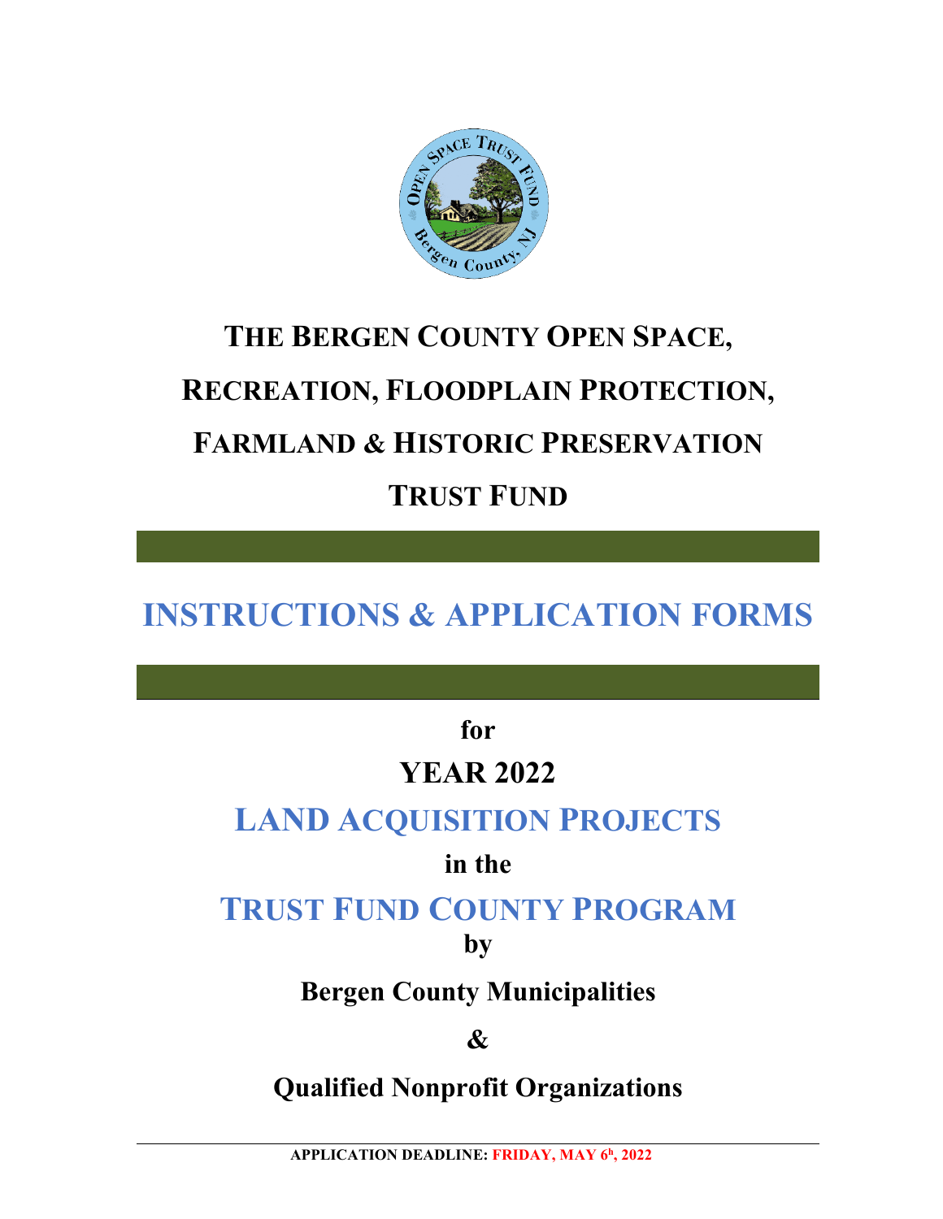# THE BERGEN COUNTY OPEN SPACE, RECREATION, FLOODPLAIN PROTECTION, FARMLAND & HISTORIC PRESERVATION TRUST FUND

## INSTRUCTIONS & APPLICATION FORMS

**for**

**YEAR 2022**

**LAND ACQUISITION PROJECTS**

**in the**

**TRUST FUND COUNTY PROGRAM**

**by**

**Bergen County Municipalities**

**&**

**Qualified Nonprofit Organizations**

**APPLICATION DEADLINE: FRIDAY, MAY 6h, 2022**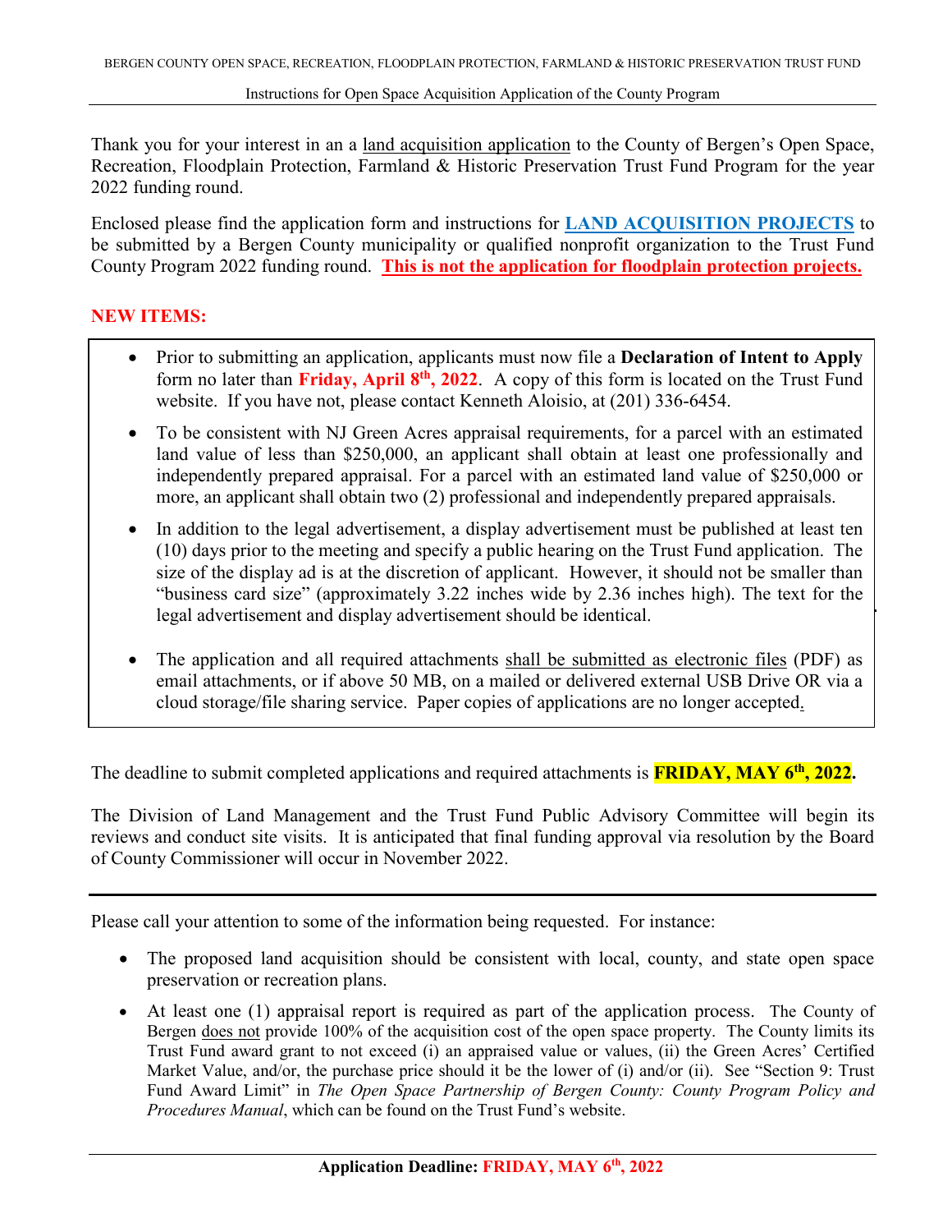Thank you for your interest in an a land acquisition application to the County of Bergen's Open Space, Recreation, Floodplain Protection, Farmland & Historic Preservation Trust Fund Program for the year 2022 funding round.

Enclosed please find the application form and instructions for **LAND ACQUISITION PROJECTS** to be submitted by a Bergen County municipality or qualified nonprofit organization to the Trust Fund County Program 2022 funding round. **This is not the application for floodplain protection projects.**

**NEW ITEMS:**

- Prior to submitting an application, applicants must now file a **Declaration of Intent to Apply** form no later than **Friday, April 8th, 2022**. A copy of this form is located on the Trust Fund website. If you have not, please contact Kenneth Aloisio, at (201) 336-6454.
- To be consistent with NJ Green Acres appraisal requirements, for a parcel with an estimated land value of less than $250,000, an applicant shall obtain at least one professionally and independently prepared appraisal. For a parcel with an estimated land value of $250,000 or more, an applicant shall obtain two (2) professional and independently prepared appraisals.
- In addition to the legal advertisement, a display advertisement must be published at least ten (10) days prior to the meeting and specify a public hearing on the Trust Fund application. The size of the display ad is at the discretion of applicant. However, it should not be smaller than "business card size" (approximately 3.22 inches wide by 2.36 inches high). The text for the legal advertisement and display advertisement should be identical.
- The application and all required attachments shall be submitted as electronic files (PDF) as email attachments, or if above 50 MB, on a mailed or delivered external USB Drive OR via a cloud storage/file sharing service. Paper copies of applications are no longer accepted.

The deadline to submit completed applications and required attachments is **FRIDAY, MAY 6th, 2022.**

The Division of Land Management and the Trust Fund Public Advisory Committee will begin its reviews and conduct site visits. It is anticipated that final funding approval via resolution by the Board of County Commissioner will occur in November 2022.

---

Please call your attention to some of the information being requested. For instance:

- The proposed land acquisition should be consistent with local, county, and state open space preservation or recreation plans.
- At least one (1) appraisal report is required as part of the application process. The County of Bergen does not provide 100% of the acquisition cost of the open space property. The County limits its Trust Fund award grant to not exceed (i) an appraised value or values, (ii) the Green Acres' Certified Market Value, and/or, the purchase price should it be the lower of (i) and/or (ii). See "Section 9: Trust Fund Award Limit" in *The Open Space Partnership of Bergen County: County Program Policy and Procedures Manual*, which can be found on the Trust Fund's website.

**Application Deadline: FRIDAY, MAY 6th, 2022**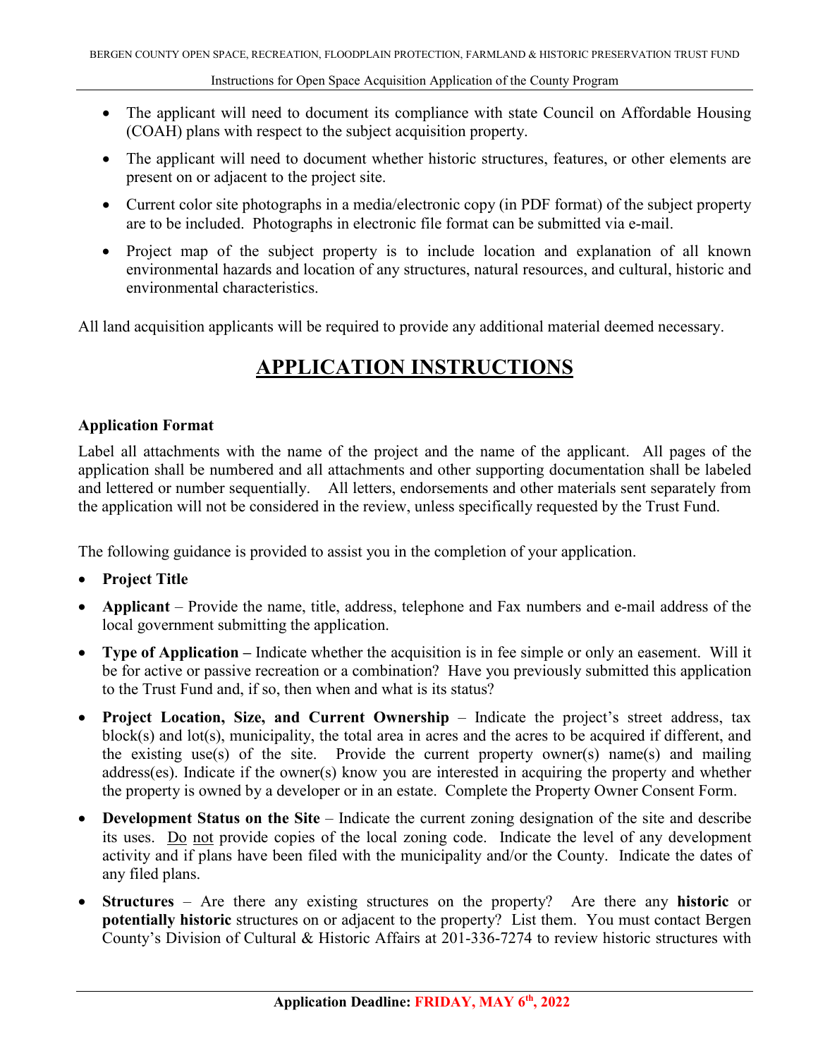- The applicant will need to document its compliance with state Council on Affordable Housing (COAH) plans with respect to the subject acquisition property.
- The applicant will need to document whether historic structures, features, or other elements are present on or adjacent to the project site.
- Current color site photographs in a media/electronic copy (in PDF format) of the subject property are to be included. Photographs in electronic file format can be submitted via e-mail.
- Project map of the subject property is to include location and explanation of all known environmental hazards and location of any structures, natural resources, and cultural, historic and environmental characteristics.

All land acquisition applicants will be required to provide any additional material deemed necessary.

# APPLICATION INSTRUCTIONS

**Application Format**

Label all attachments with the name of the project and the name of the applicant. All pages of the application shall be numbered and all attachments and other supporting documentation shall be labeled and lettered or number sequentially. All letters, endorsements and other materials sent separately from the application will not be considered in the review, unless specifically requested by the Trust Fund.

The following guidance is provided to assist you in the completion of your application.

- **Project Title**
- **Applicant** – Provide the name, title, address, telephone and Fax numbers and e-mail address of the local government submitting the application.
- **Type of Application –** Indicate whether the acquisition is in fee simple or only an easement. Will it be for active or passive recreation or a combination? Have you previously submitted this application to the Trust Fund and, if so, then when and what is its status?
- **Project Location, Size, and Current Ownership** – Indicate the project's street address, tax block(s) and lot(s), municipality, the total area in acres and the acres to be acquired if different, and the existing use(s) of the site. Provide the current property owner(s) name(s) and mailing address(es). Indicate if the owner(s) know you are interested in acquiring the property and whether the property is owned by a developer or in an estate. Complete the Property Owner Consent Form.
- **Development Status on the Site** – Indicate the current zoning designation of the site and describe its uses. Do not provide copies of the local zoning code. Indicate the level of any development activity and if plans have been filed with the municipality and/or the County. Indicate the dates of any filed plans.
- **Structures** – Are there any existing structures on the property? Are there any **historic** or **potentially historic** structures on or adjacent to the property? List them. You must contact Bergen County's Division of Cultural & Historic Affairs at 201-336-7274 to review historic structures with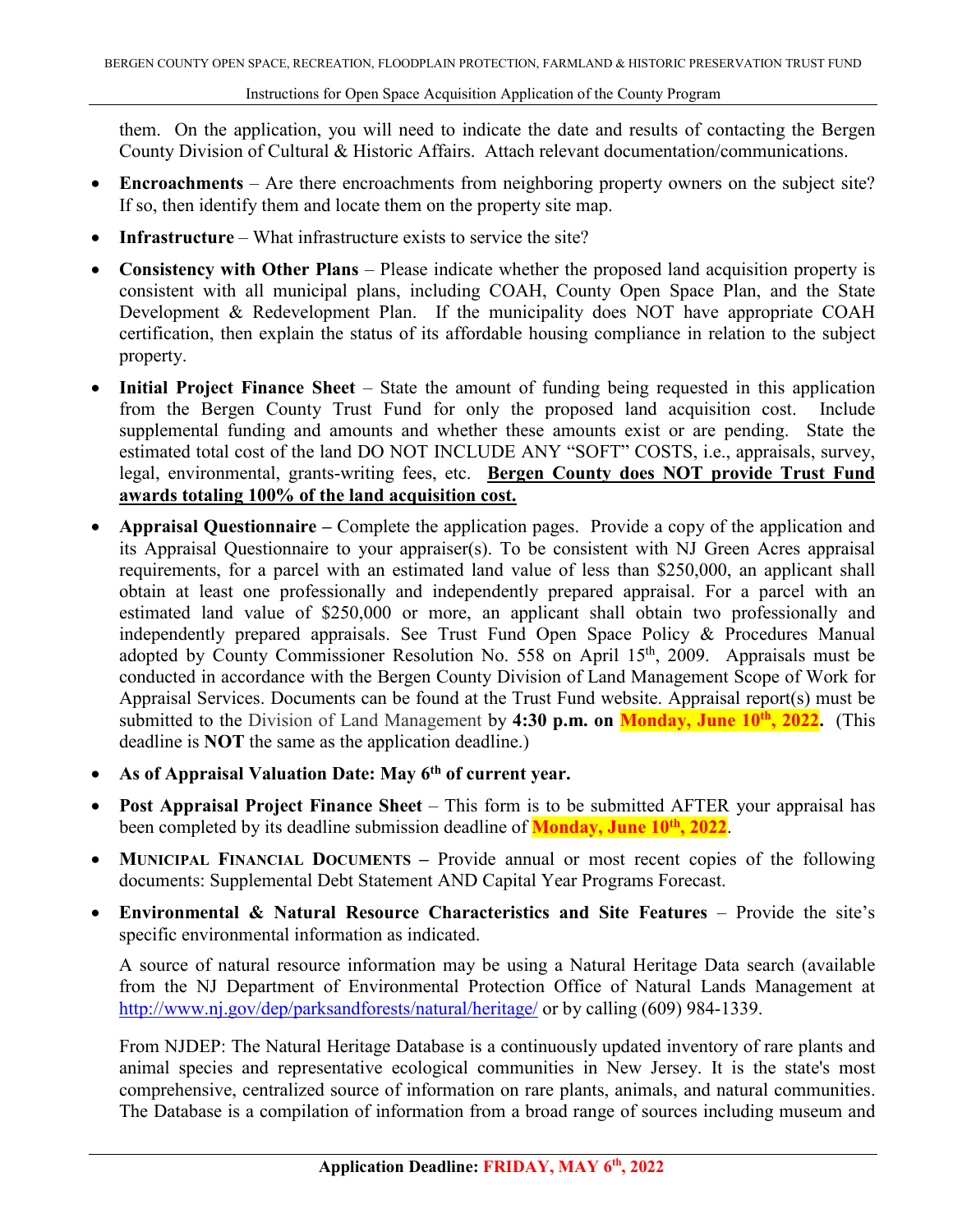them. On the application, you will need to indicate the date and results of contacting the Bergen County Division of Cultural & Historic Affairs. Attach relevant documentation/communications.

- **Encroachments** – Are there encroachments from neighboring property owners on the subject site? If so, then identify them and locate them on the property site map.
- **Infrastructure** – What infrastructure exists to service the site?
- **Consistency with Other Plans** – Please indicate whether the proposed land acquisition property is consistent with all municipal plans, including COAH, County Open Space Plan, and the State Development & Redevelopment Plan. If the municipality does NOT have appropriate COAH certification, then explain the status of its affordable housing compliance in relation to the subject property.
- **Initial Project Finance Sheet** – State the amount of funding being requested in this application from the Bergen County Trust Fund for only the proposed land acquisition cost. Include supplemental funding and amounts and whether these amounts exist or are pending. State the estimated total cost of the land DO NOT INCLUDE ANY "SOFT" COSTS, i.e., appraisals, survey, legal, environmental, grants-writing fees, etc. **Bergen County does NOT provide Trust Fund awards totaling 100% of the land acquisition cost.**
- **Appraisal Questionnaire –** Complete the application pages. Provide a copy of the application and its Appraisal Questionnaire to your appraiser(s). To be consistent with NJ Green Acres appraisal requirements, for a parcel with an estimated land value of less than $250,000, an applicant shall obtain at least one professionally and independently prepared appraisal. For a parcel with an estimated land value of $250,000 or more, an applicant shall obtain two professionally and independently prepared appraisals. See Trust Fund Open Space Policy & Procedures Manual adopted by County Commissioner Resolution No. 558 on April 15th, 2009. Appraisals must be conducted in accordance with the Bergen County Division of Land Management Scope of Work for Appraisal Services. Documents can be found at the Trust Fund website. Appraisal report(s) must be submitted to the Division of Land Management by **4:30 p.m. on Monday, June 10th, 2022.** (This deadline is **NOT** the same as the application deadline.)
- **As of Appraisal Valuation Date: May 6th of current year.**
- **Post Appraisal Project Finance Sheet** – This form is to be submitted AFTER your appraisal has been completed by its deadline submission deadline of **Monday, June 10th, 2022**.
- **MUNICIPAL FINANCIAL DOCUMENTS –** Provide annual or most recent copies of the following documents: Supplemental Debt Statement AND Capital Year Programs Forecast.
- **Environmental & Natural Resource Characteristics and Site Features** – Provide the site's specific environmental information as indicated.

  A source of natural resource information may be using a Natural Heritage Data search (available from the NJ Department of Environmental Protection Office of Natural Lands Management at http://www.nj.gov/dep/parksandforests/natural/heritage/ or by calling (609) 984-1339.

  From NJDEP: The Natural Heritage Database is a continuously updated inventory of rare plants and animal species and representative ecological communities in New Jersey. It is the state's most comprehensive, centralized source of information on rare plants, animals, and natural communities. The Database is a compilation of information from a broad range of sources including museum and

**Application Deadline: FRIDAY, MAY 6th, 2022**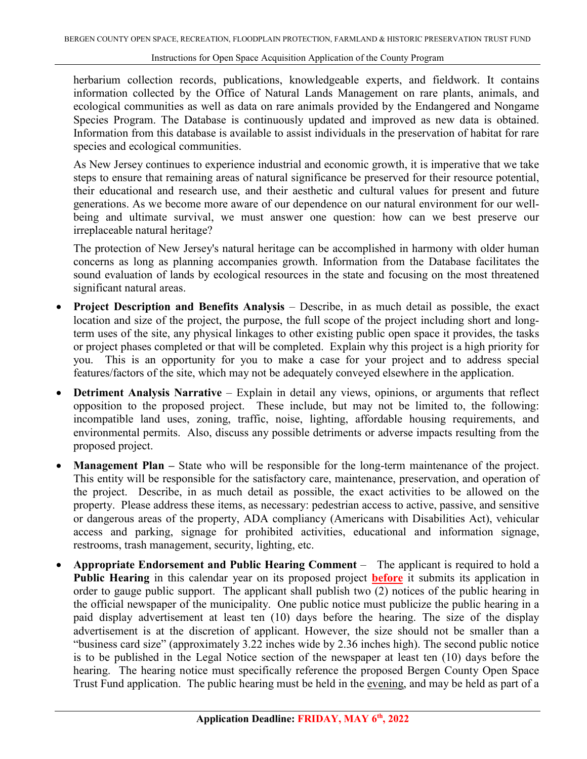herbarium collection records, publications, knowledgeable experts, and fieldwork. It contains information collected by the Office of Natural Lands Management on rare plants, animals, and ecological communities as well as data on rare animals provided by the Endangered and Nongame Species Program. The Database is continuously updated and improved as new data is obtained. Information from this database is available to assist individuals in the preservation of habitat for rare species and ecological communities.

As New Jersey continues to experience industrial and economic growth, it is imperative that we take steps to ensure that remaining areas of natural significance be preserved for their resource potential, their educational and research use, and their aesthetic and cultural values for present and future generations. As we become more aware of our dependence on our natural environment for our well-being and ultimate survival, we must answer one question: how can we best preserve our irreplaceable natural heritage?

The protection of New Jersey's natural heritage can be accomplished in harmony with older human concerns as long as planning accompanies growth. Information from the Database facilitates the sound evaluation of lands by ecological resources in the state and focusing on the most threatened significant natural areas.

- **Project Description and Benefits Analysis** – Describe, in as much detail as possible, the exact location and size of the project, the purpose, the full scope of the project including short and long-term uses of the site, any physical linkages to other existing public open space it provides, the tasks or project phases completed or that will be completed. Explain why this project is a high priority for you. This is an opportunity for you to make a case for your project and to address special features/factors of the site, which may not be adequately conveyed elsewhere in the application.

- **Detriment Analysis Narrative** – Explain in detail any views, opinions, or arguments that reflect opposition to the proposed project. These include, but may not be limited to, the following: incompatible land uses, zoning, traffic, noise, lighting, affordable housing requirements, and environmental permits. Also, discuss any possible detriments or adverse impacts resulting from the proposed project.

- **Management Plan –** State who will be responsible for the long-term maintenance of the project. This entity will be responsible for the satisfactory care, maintenance, preservation, and operation of the project. Describe, in as much detail as possible, the exact activities to be allowed on the property. Please address these items, as necessary: pedestrian access to active, passive, and sensitive or dangerous areas of the property, ADA compliancy (Americans with Disabilities Act), vehicular access and parking, signage for prohibited activities, educational and information signage, restrooms, trash management, security, lighting, etc.

- **Appropriate Endorsement and Public Hearing Comment** – The applicant is required to hold a **Public Hearing** in this calendar year on its proposed project **before** it submits its application in order to gauge public support. The applicant shall publish two (2) notices of the public hearing in the official newspaper of the municipality. One public notice must publicize the public hearing in a paid display advertisement at least ten (10) days before the hearing. The size of the display advertisement is at the discretion of applicant. However, the size should not be smaller than a "business card size" (approximately 3.22 inches wide by 2.36 inches high). The second public notice is to be published in the Legal Notice section of the newspaper at least ten (10) days before the hearing. The hearing notice must specifically reference the proposed Bergen County Open Space Trust Fund application. The public hearing must be held in the evening, and may be held as part of a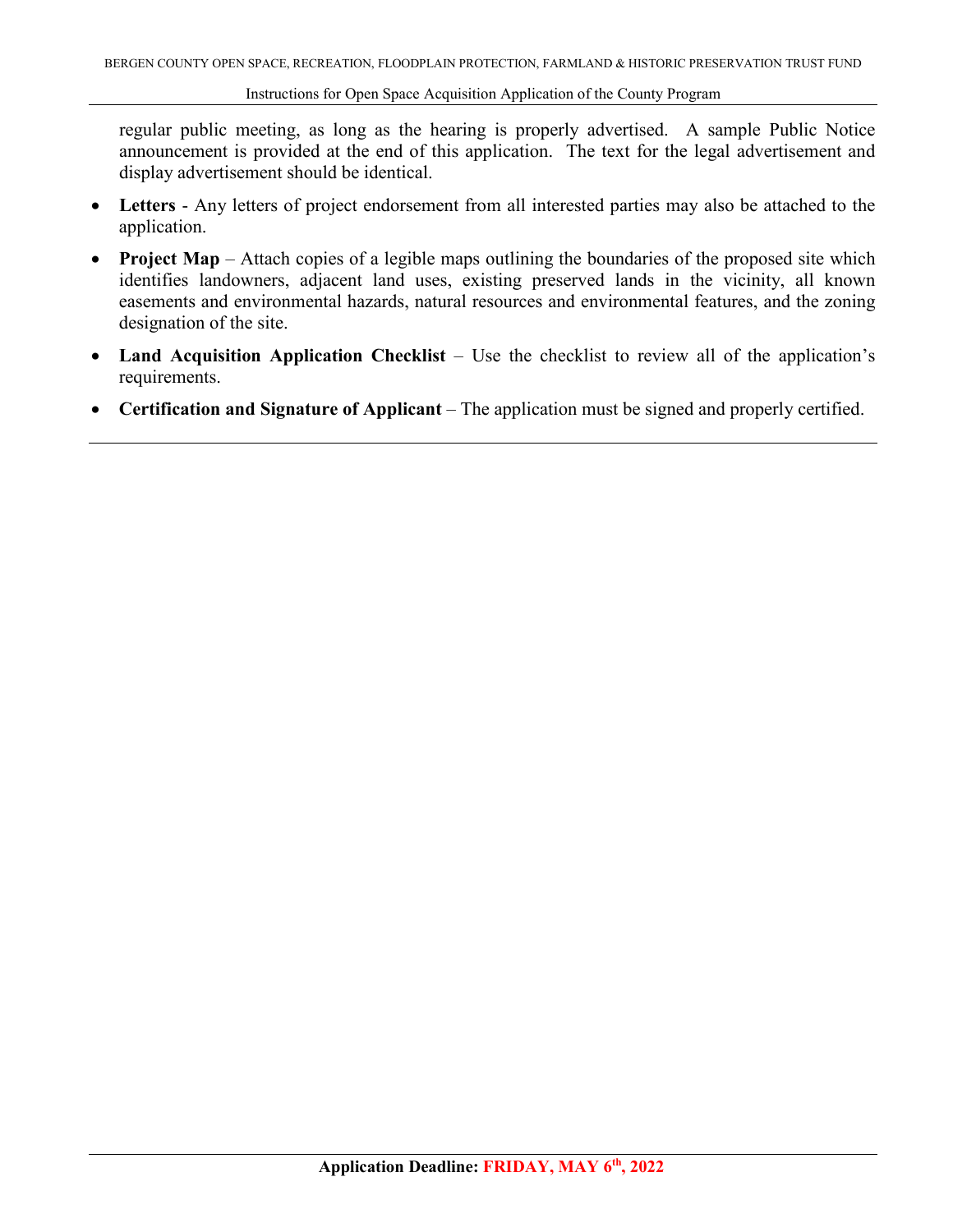regular public meeting, as long as the hearing is properly advertised. A sample Public Notice announcement is provided at the end of this application. The text for the legal advertisement and display advertisement should be identical.

- **Letters** - Any letters of project endorsement from all interested parties may also be attached to the application.
- **Project Map** – Attach copies of a legible maps outlining the boundaries of the proposed site which identifies landowners, adjacent land uses, existing preserved lands in the vicinity, all known easements and environmental hazards, natural resources and environmental features, and the zoning designation of the site.
- **Land Acquisition Application Checklist** – Use the checklist to review all of the application's requirements.
- **Certification and Signature of Applicant** – The application must be signed and properly certified.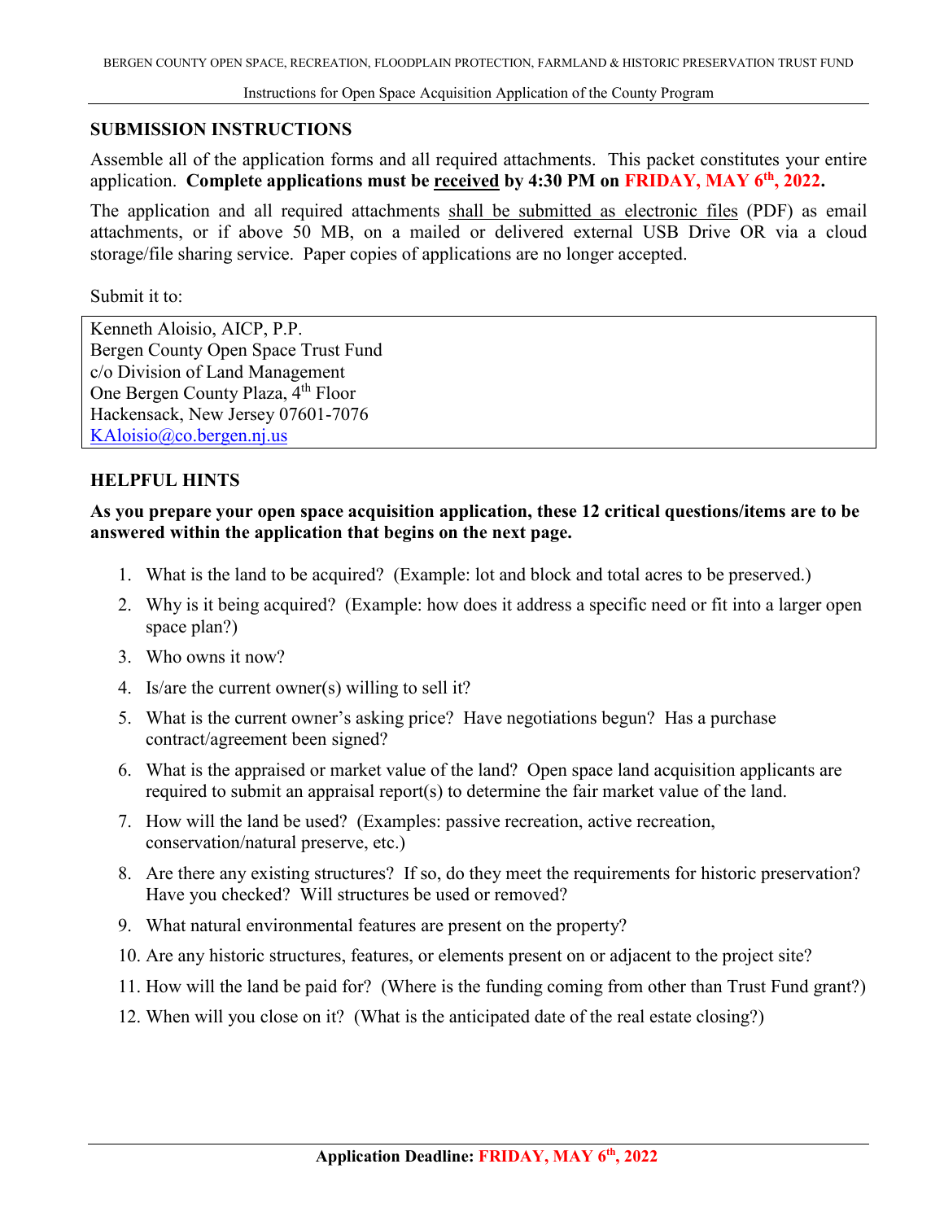## SUBMISSION INSTRUCTIONS

Assemble all of the application forms and all required attachments. This packet constitutes your entire application. **Complete applications must be received by 4:30 PM on FRIDAY, MAY 6th, 2022.**

The application and all required attachments shall be submitted as electronic files (PDF) as email attachments, or if above 50 MB, on a mailed or delivered external USB Drive OR via a cloud storage/file sharing service. Paper copies of applications are no longer accepted.

Submit it to:

Kenneth Aloisio, AICP, P.P.
Bergen County Open Space Trust Fund
c/o Division of Land Management
One Bergen County Plaza, 4th Floor
Hackensack, New Jersey 07601-7076
KAloisio@co.bergen.nj.us

## HELPFUL HINTS

**As you prepare your open space acquisition application, these 12 critical questions/items are to be answered within the application that begins on the next page.**

1. What is the land to be acquired? (Example: lot and block and total acres to be preserved.)
2. Why is it being acquired? (Example: how does it address a specific need or fit into a larger open space plan?)
3. Who owns it now?
4. Is/are the current owner(s) willing to sell it?
5. What is the current owner's asking price? Have negotiations begun? Has a purchase contract/agreement been signed?
6. What is the appraised or market value of the land? Open space land acquisition applicants are required to submit an appraisal report(s) to determine the fair market value of the land.
7. How will the land be used? (Examples: passive recreation, active recreation, conservation/natural preserve, etc.)
8. Are there any existing structures? If so, do they meet the requirements for historic preservation? Have you checked? Will structures be used or removed?
9. What natural environmental features are present on the property?
10. Are any historic structures, features, or elements present on or adjacent to the project site?
11. How will the land be paid for? (Where is the funding coming from other than Trust Fund grant?)
12. When will you close on it? (What is the anticipated date of the real estate closing?)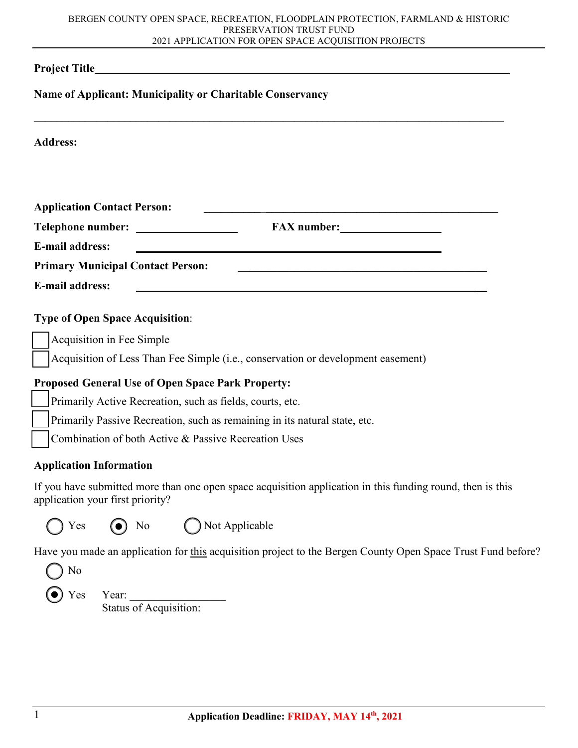BERGEN COUNTY OPEN SPACE, RECREATION, FLOODPLAIN PROTECTION, FARMLAND & HISTORIC PRESERVATION TRUST FUND
2021 APPLICATION FOR OPEN SPACE ACQUISITION PROJECTS

**Project Title**\_\_\_\_\_\_\_\_\_\_\_\_\_\_\_\_\_\_\_\_\_\_\_\_\_\_\_\_\_\_\_\_\_\_\_\_\_\_\_\_\_\_\_\_\_\_\_\_\_\_\_\_\_\_\_\_\_\_\_\_

**Name of Applicant: Municipality or Charitable Conservancy**

\_\_\_\_\_\_\_\_\_\_\_\_\_\_\_\_\_\_\_\_\_\_\_\_\_\_\_\_\_\_\_\_\_\_\_\_\_\_\_\_\_\_\_\_\_\_\_\_\_\_\_\_\_\_\_\_\_\_\_\_\_\_\_\_\_\_\_\_\_\_\_\_

**Address:**

**Application Contact Person:** \_\_\_\_\_\_\_\_\_\_\_\_\_\_\_\_\_\_\_\_\_\_\_\_\_\_\_\_\_\_\_\_\_\_\_\_\_\_\_\_\_\_\_\_

**Telephone number:** \_\_\_\_\_\_\_\_\_\_\_\_\_\_\_\_ **FAX number:**\_\_\_\_\_\_\_\_\_\_\_\_\_\_\_\_

**E-mail address:** \_\_\_\_\_\_\_\_\_\_\_\_\_\_\_\_\_\_\_\_\_\_\_\_\_\_\_\_\_\_\_\_\_\_\_\_\_\_\_\_\_\_\_\_

**Primary Municipal Contact Person:** \_\_\_\_\_\_\_\_\_\_\_\_\_\_\_\_\_\_\_\_\_\_\_\_\_\_\_\_\_\_\_\_\_\_\_\_\_\_\_\_\_\_\_\_

**E-mail address:** \_\_\_\_\_\_\_\_\_\_\_\_\_\_\_\_\_\_\_\_\_\_\_\_\_\_\_\_\_\_\_\_\_\_\_\_\_\_\_\_\_\_\_\_\_\_\_\_\_\_\_\_

**Type of Open Space Acquisition**:

- ☐ Acquisition in Fee Simple
- ☐ Acquisition of Less Than Fee Simple (i.e., conservation or development easement)

**Proposed General Use of Open Space Park Property:**

- ☐ Primarily Active Recreation, such as fields, courts, etc.
- ☐ Primarily Passive Recreation, such as remaining in its natural state, etc.
- ☐ Combination of both Active & Passive Recreation Uses

**Application Information**

If you have submitted more than one open space acquisition application in this funding round, then is this application your first priority?

○ Yes ◉ No ○ Not Applicable

Have you made an application for this acquisition project to the Bergen County Open Space Trust Fund before?

○ No

◉ Yes Year: \_\_\_\_\_\_\_\_\_\_\_\_\_\_\_\_
Status of Acquisition:

**Application Deadline: FRIDAY, MAY 14th, 2021**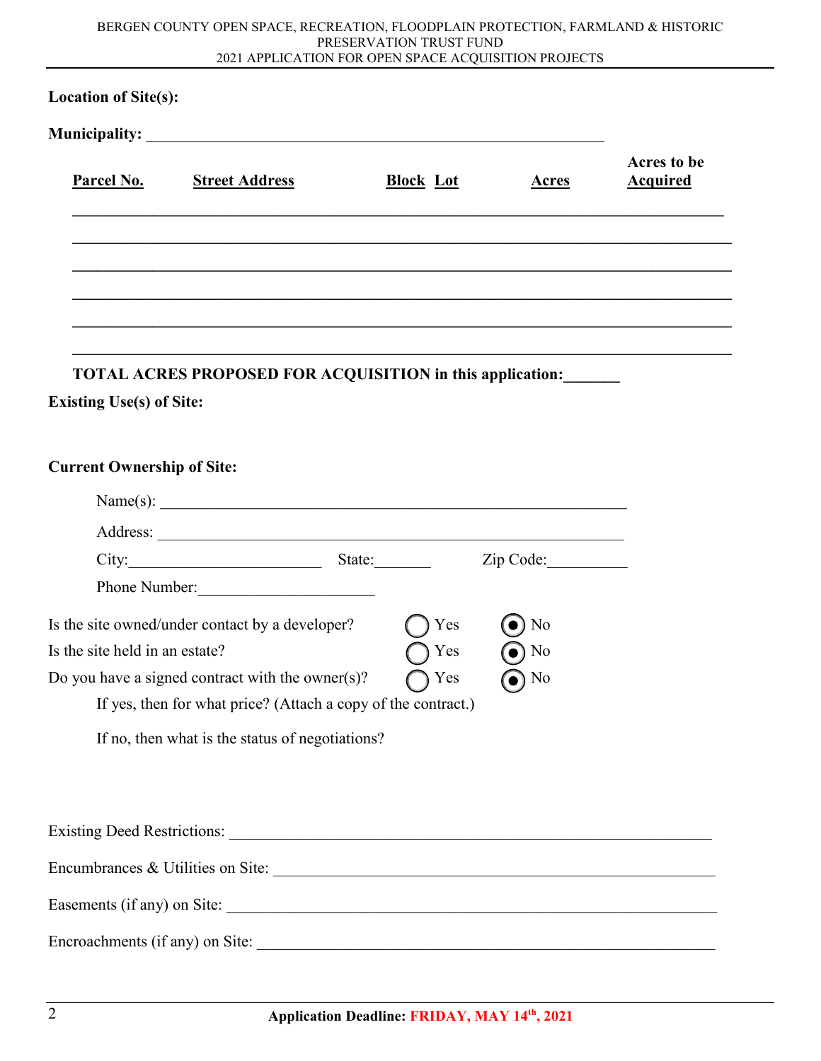**Location of Site(s):**

**Municipality:** ___________________________________________________________

| Parcel No. | Street Address | Block | Lot | Acres | Acres to be Acquired |
|---|---|---|---|---|---|
| | | | | | |
| | | | | | |
| | | | | | |
| | | | | | |
| | | | | | |
| | | | | | |

**TOTAL ACRES PROPOSED FOR ACQUISITION in this application:_______**

**Existing Use(s) of Site:**

**Current Ownership of Site:**

Name(s): ___________________________________________________________

Address: ___________________________________________________________

City:________________________ State:_______ Zip Code:__________

Phone Number:______________________

Is the site owned/under contact by a developer? ◯ Yes ◉ No

Is the site held in an estate? ◯ Yes ◉ No

Do you have a signed contract with the owner(s)? ◯ Yes ◉ No

If yes, then for what price? (Attach a copy of the contract.)

If no, then what is the status of negotiations?

Existing Deed Restrictions: ___________________________________________________________

Encumbrances & Utilities on Site: ___________________________________________________________

Easements (if any) on Site: ___________________________________________________________

Encroachments (if any) on Site: ___________________________________________________________

**Application Deadline: FRIDAY, MAY 14th, 2021**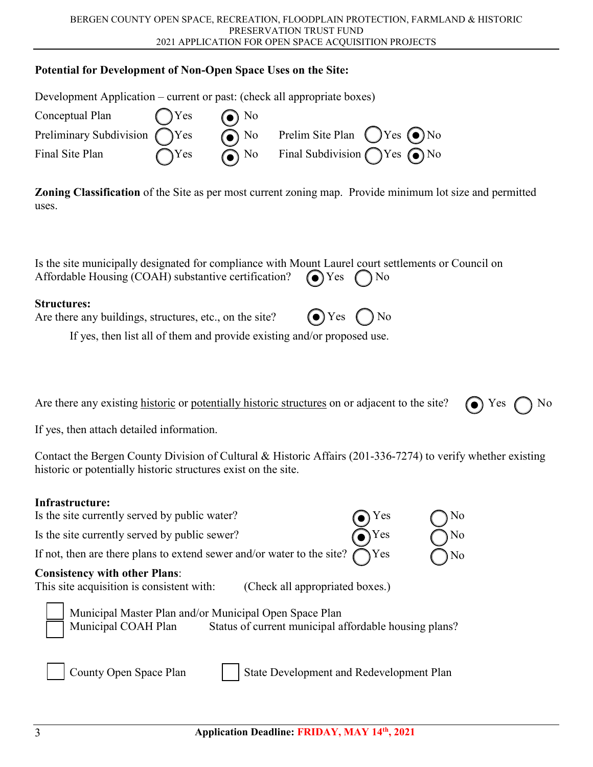### Potential for Development of Non-Open Space Uses on the Site:

Development Application – current or past: (check all appropriate boxes)

| | | | | |
|---|---|---|---|---|
| Conceptual Plan | ◯ Yes | ◉ No | | |
| Preliminary Subdivision | ◯ Yes | ◉ No | Prelim Site Plan | ◯ Yes ◉ No |
| Final Site Plan | ◯ Yes | ◉ No | Final Subdivision | ◯ Yes ◉ No |

**Zoning Classification** of the Site as per most current zoning map. Provide minimum lot size and permitted uses.

Is the site municipally designated for compliance with Mount Laurel court settlements or Council on Affordable Housing (COAH) substantive certification? ◉ Yes ◯ No

**Structures:**

Are there any buildings, structures, etc., on the site? ◉ Yes ◯ No

If yes, then list all of them and provide existing and/or proposed use.

Are there any existing historic or potentially historic structures on or adjacent to the site? ◉ Yes ◯ No

If yes, then attach detailed information.

Contact the Bergen County Division of Cultural & Historic Affairs (201-336-7274) to verify whether existing historic or potentially historic structures exist on the site.

**Infrastructure:**

Is the site currently served by public water? ◉ Yes ◯ No

Is the site currently served by public sewer? ◉ Yes ◯ No

If not, then are there plans to extend sewer and/or water to the site? ◯ Yes ◯ No

**Consistency with other Plans**:

This site acquisition is consistent with: (Check all appropriated boxes.)

- ☐ Municipal Master Plan and/or Municipal Open Space Plan
- ☐ Municipal COAH Plan Status of current municipal affordable housing plans?

- ☐ County Open Space Plan
- ☐ State Development and Redevelopment Plan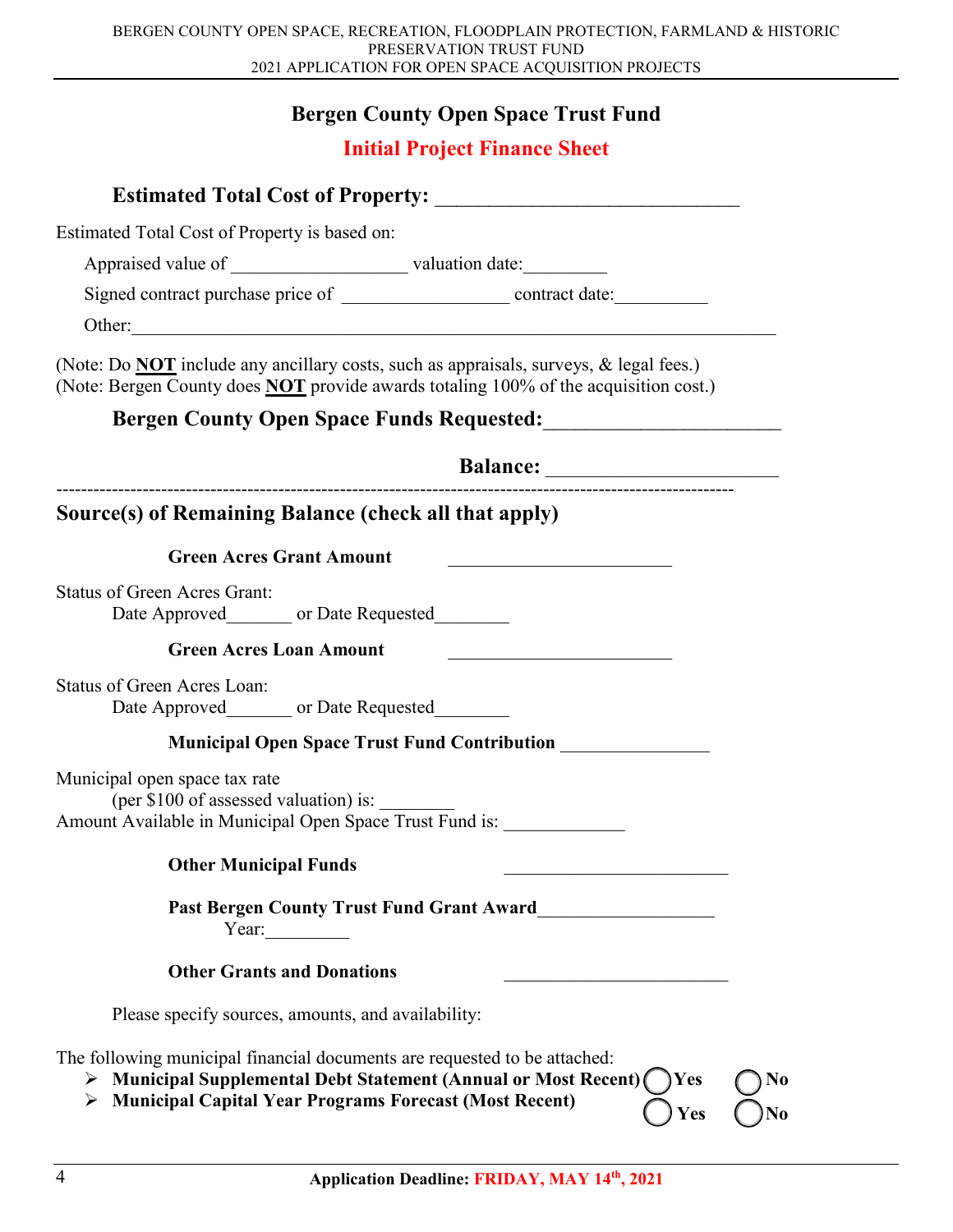## Bergen County Open Space Trust Fund

## Initial Project Finance Sheet

**Estimated Total Cost of Property:** ______________________________

Estimated Total Cost of Property is based on:

Appraised value of __________________ valuation date:_________

Signed contract purchase price of _________________ contract date:__________

Other:____________________________________________________________________

(Note: Do **NOT** include any ancillary costs, such as appraisals, surveys, & legal fees.)
(Note: Bergen County does **NOT** provide awards totaling 100% of the acquisition cost.)

**Bergen County Open Space Funds Requested:**_______________________

**Balance:** ______________________

---

### Source(s) of Remaining Balance (check all that apply)

**Green Acres Grant Amount** ________________________

Status of Green Acres Grant:
Date Approved_______ or Date Requested________

**Green Acres Loan Amount** ________________________

Status of Green Acres Loan:
Date Approved_______ or Date Requested________

**Municipal Open Space Trust Fund Contribution** _______________

Municipal open space tax rate
(per $100 of assessed valuation) is: ________
Amount Available in Municipal Open Space Trust Fund is: _____________

**Other Municipal Funds** ________________________

**Past Bergen County Trust Fund Grant Award**__________________
Year:_________

**Other Grants and Donations** ________________________

Please specify sources, amounts, and availability:

The following municipal financial documents are requested to be attached:

- **Municipal Supplemental Debt Statement (Annual or Most Recent)** ◯ **Yes** ◯ **No**
- **Municipal Capital Year Programs Forecast (Most Recent)** ◯ **Yes** ◯ **No**

**Application Deadline: FRIDAY, MAY 14th, 2021**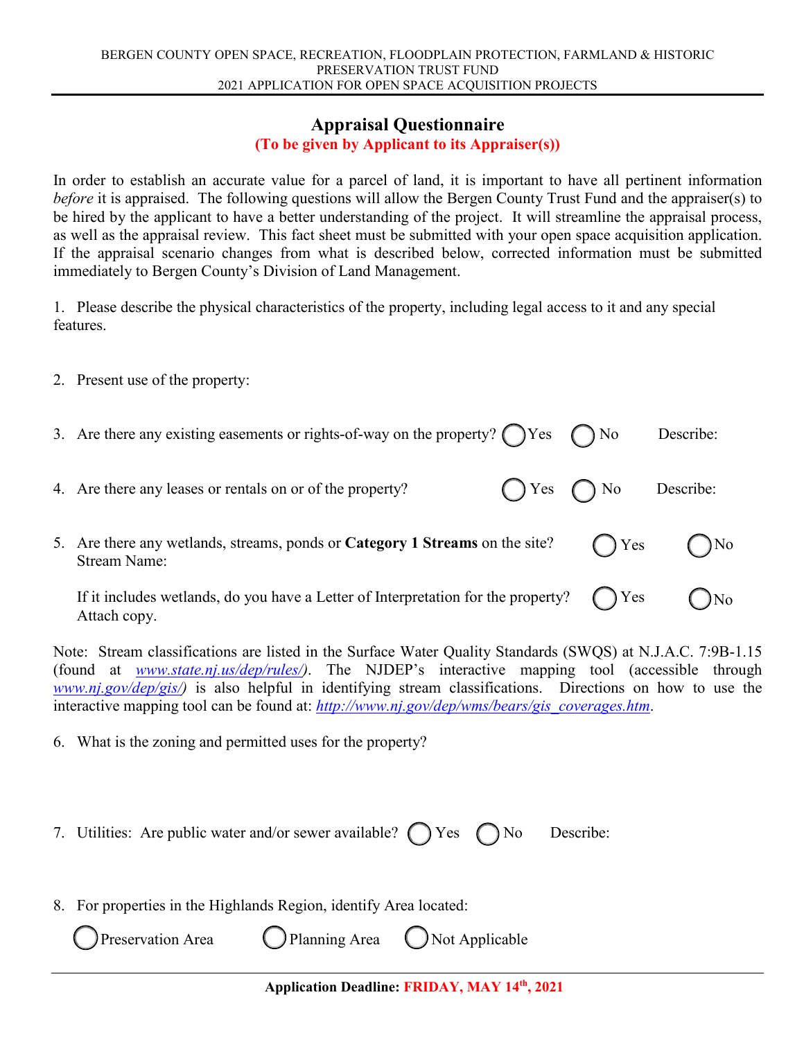## Appraisal Questionnaire

**(To be given by Applicant to its Appraiser(s))**

In order to establish an accurate value for a parcel of land, it is important to have all pertinent information *before* it is appraised. The following questions will allow the Bergen County Trust Fund and the appraiser(s) to be hired by the applicant to have a better understanding of the project. It will streamline the appraisal process, as well as the appraisal review. This fact sheet must be submitted with your open space acquisition application. If the appraisal scenario changes from what is described below, corrected information must be submitted immediately to Bergen County's Division of Land Management.

1. Please describe the physical characteristics of the property, including legal access to it and any special features.

2. Present use of the property:

3. Are there any existing easements or rights-of-way on the property? ◯ Yes ◯ No Describe:

4. Are there any leases or rentals on or of the property? ◯ Yes ◯ No Describe:

5. Are there any wetlands, streams, ponds or **Category 1 Streams** on the site? ◯ Yes ◯ No
   Stream Name:

   If it includes wetlands, do you have a Letter of Interpretation for the property? ◯ Yes ◯ No
   Attach copy.

Note: Stream classifications are listed in the Surface Water Quality Standards (SWQS) at N.J.A.C. 7:9B-1.15 (found at *www.state.nj.us/dep/rules/)*. The NJDEP's interactive mapping tool (accessible through *www.nj.gov/dep/gis/)* is also helpful in identifying stream classifications. Directions on how to use the interactive mapping tool can be found at: *http://www.nj.gov/dep/wms/bears/gis_coverages.htm*.

6. What is the zoning and permitted uses for the property?

7. Utilities: Are public water and/or sewer available? ◯ Yes ◯ No Describe:

8. For properties in the Highlands Region, identify Area located:

   ◯ Preservation Area ◯ Planning Area ◯ Not Applicable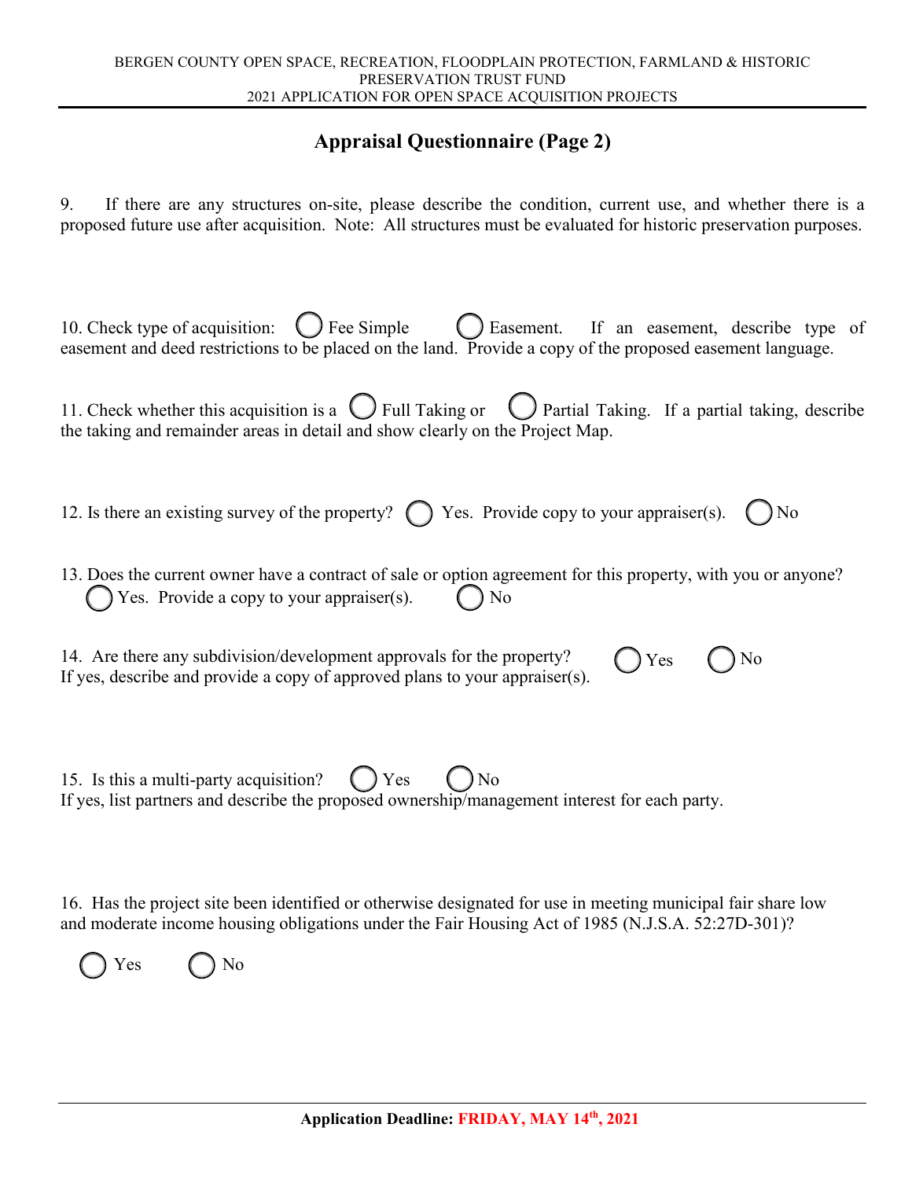## Appraisal Questionnaire (Page 2)

9. If there are any structures on-site, please describe the condition, current use, and whether there is a proposed future use after acquisition. Note: All structures must be evaluated for historic preservation purposes.

10. Check type of acquisition: ◯ Fee Simple ◯ Easement. If an easement, describe type of easement and deed restrictions to be placed on the land. Provide a copy of the proposed easement language.

11. Check whether this acquisition is a ◯ Full Taking or ◯ Partial Taking. If a partial taking, describe the taking and remainder areas in detail and show clearly on the Project Map.

12. Is there an existing survey of the property? ◯ Yes. Provide copy to your appraiser(s). ◯ No

13. Does the current owner have a contract of sale or option agreement for this property, with you or anyone?
◯ Yes. Provide a copy to your appraiser(s). ◯ No

14. Are there any subdivision/development approvals for the property? ◯ Yes ◯ No
If yes, describe and provide a copy of approved plans to your appraiser(s).

15. Is this a multi-party acquisition? ◯ Yes ◯ No
If yes, list partners and describe the proposed ownership/management interest for each party.

16. Has the project site been identified or otherwise designated for use in meeting municipal fair share low and moderate income housing obligations under the Fair Housing Act of 1985 (N.J.S.A. 52:27D-301)?

◯ Yes ◯ No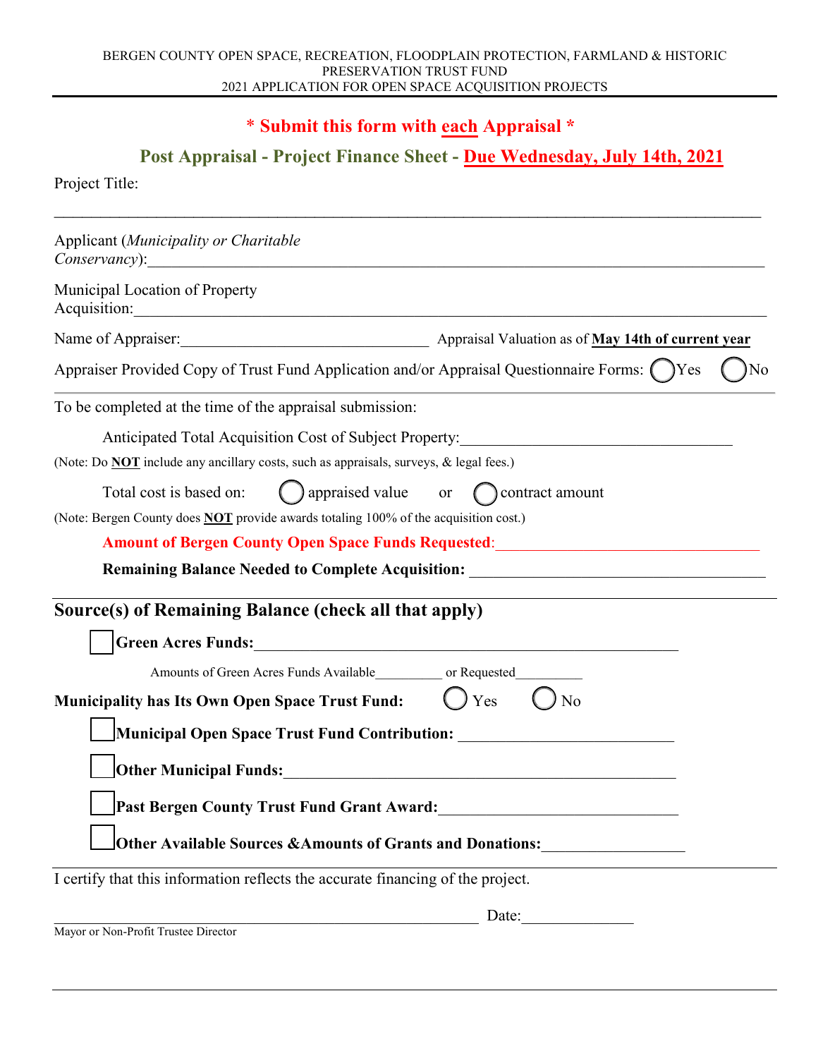BERGEN COUNTY OPEN SPACE, RECREATION, FLOODPLAIN PROTECTION, FARMLAND & HISTORIC PRESERVATION TRUST FUND
2021 APPLICATION FOR OPEN SPACE ACQUISITION PROJECTS

**\* Submit this form with each Appraisal \***

**Post Appraisal - Project Finance Sheet - Due Wednesday, July 14th, 2021**

Project Title:

___________________________________________________________________________

Applicant (*Municipality or Charitable Conservancy*):_______________________________________________

Municipal Location of Property Acquisition:_______________________________________________

Name of Appraiser:________________________________ Appraisal Valuation as of **May 14th of current year**

Appraiser Provided Copy of Trust Fund Application and/or Appraisal Questionnaire Forms: ◯ Yes ◯ No

---

To be completed at the time of the appraisal submission:

Anticipated Total Acquisition Cost of Subject Property:_________________________________

(Note: Do **NOT** include any ancillary costs, such as appraisals, surveys, & legal fees.)

Total cost is based on: ◯ appraised value or ◯ contract amount

(Note: Bergen County does **NOT** provide awards totaling 100% of the acquisition cost.)

**Amount of Bergen County Open Space Funds Requested**:_________________________________

**Remaining Balance Needed to Complete Acquisition:** _____________________________________

## Source(s) of Remaining Balance (check all that apply)

☐ **Green Acres Funds:**_______________________________________________________

Amounts of Green Acres Funds Available__________ or Requested__________

**Municipality has Its Own Open Space Trust Fund:** ◯ Yes ◯ No

☐ **Municipal Open Space Trust Fund Contribution:** ___________________________

☐ **Other Municipal Funds:**_______________________________________________

☐ **Past Bergen County Trust Fund Grant Award:**______________________________

☐ **Other Available Sources &Amounts of Grants and Donations:**_________________

---

I certify that this information reflects the accurate financing of the project.

_______________________________________________________ Date:______________

Mayor or Non-Profit Trustee Director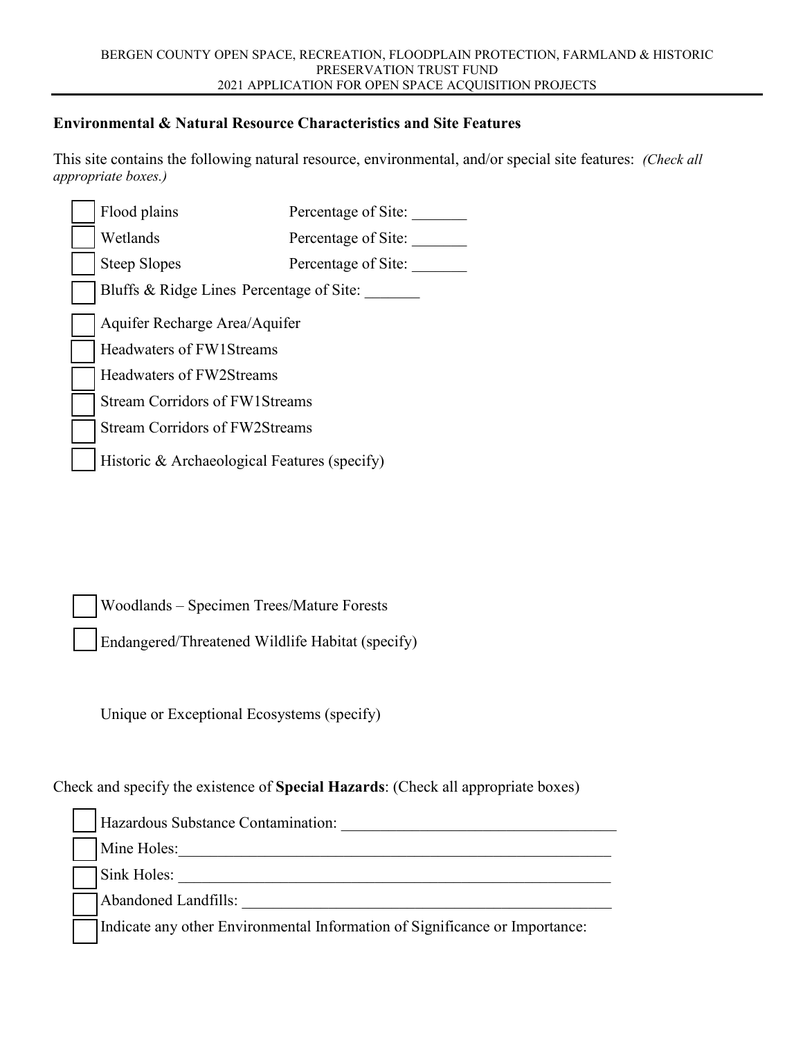## Environmental & Natural Resource Characteristics and Site Features

This site contains the following natural resource, environmental, and/or special site features: *(Check all appropriate boxes.)*

- ☐ Flood plains Percentage of Site: _______
- ☐ Wetlands Percentage of Site: _______
- ☐ Steep Slopes Percentage of Site: _______
- ☐ Bluffs & Ridge Lines Percentage of Site: _______
- ☐ Aquifer Recharge Area/Aquifer
- ☐ Headwaters of FW1Streams
- ☐ Headwaters of FW2Streams
- ☐ Stream Corridors of FW1Streams
- ☐ Stream Corridors of FW2Streams
- ☐ Historic & Archaeological Features (specify)
- ☐ Woodlands – Specimen Trees/Mature Forests
- ☐ Endangered/Threatened Wildlife Habitat (specify)

Unique or Exceptional Ecosystems (specify)

Check and specify the existence of **Special Hazards**: (Check all appropriate boxes)

- ☐ Hazardous Substance Contamination: ___________________________________
- ☐ Mine Holes:_________________________________________________________
- ☐ Sink Holes: _________________________________________________________
- ☐ Abandoned Landfills: ________________________________________________
- ☐ Indicate any other Environmental Information of Significance or Importance: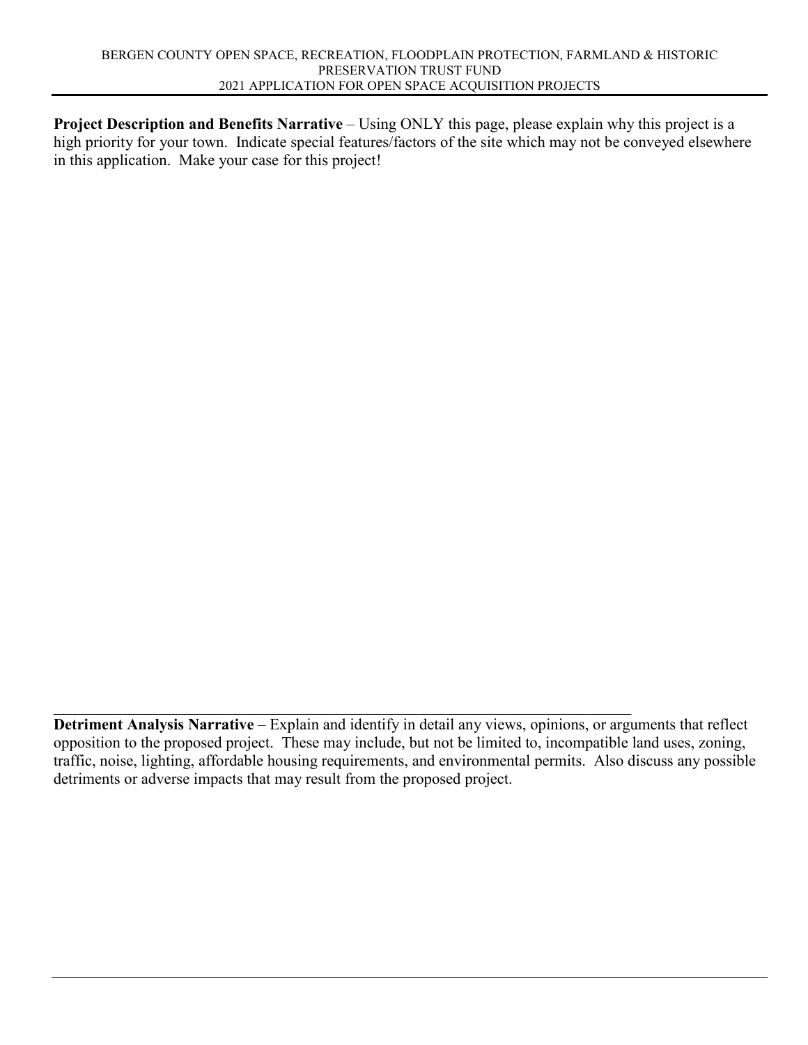**Project Description and Benefits Narrative** – Using ONLY this page, please explain why this project is a high priority for your town. Indicate special features/factors of the site which may not be conveyed elsewhere in this application. Make your case for this project!

---

**Detriment Analysis Narrative** – Explain and identify in detail any views, opinions, or arguments that reflect opposition to the proposed project. These may include, but not be limited to, incompatible land uses, zoning, traffic, noise, lighting, affordable housing requirements, and environmental permits. Also discuss any possible detriments or adverse impacts that may result from the proposed project.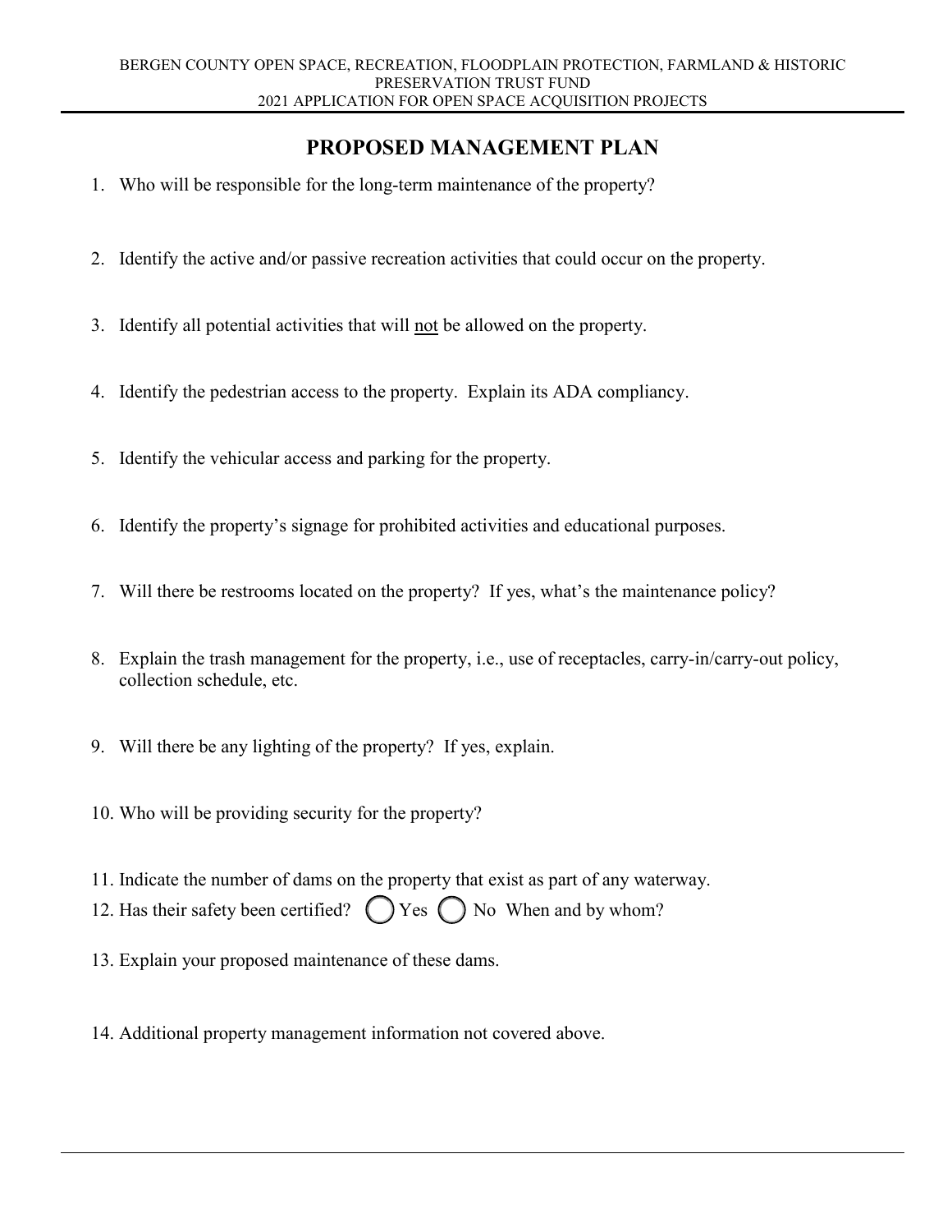## PROPOSED MANAGEMENT PLAN

1. Who will be responsible for the long-term maintenance of the property?

2. Identify the active and/or passive recreation activities that could occur on the property.

3. Identify all potential activities that will not be allowed on the property.

4. Identify the pedestrian access to the property. Explain its ADA compliancy.

5. Identify the vehicular access and parking for the property.

6. Identify the property's signage for prohibited activities and educational purposes.

7. Will there be restrooms located on the property? If yes, what's the maintenance policy?

8. Explain the trash management for the property, i.e., use of receptacles, carry-in/carry-out policy, collection schedule, etc.

9. Will there be any lighting of the property? If yes, explain.

10. Who will be providing security for the property?

11. Indicate the number of dams on the property that exist as part of any waterway.

12. Has their safety been certified? ◯ Yes ◯ No When and by whom?

13. Explain your proposed maintenance of these dams.

14. Additional property management information not covered above.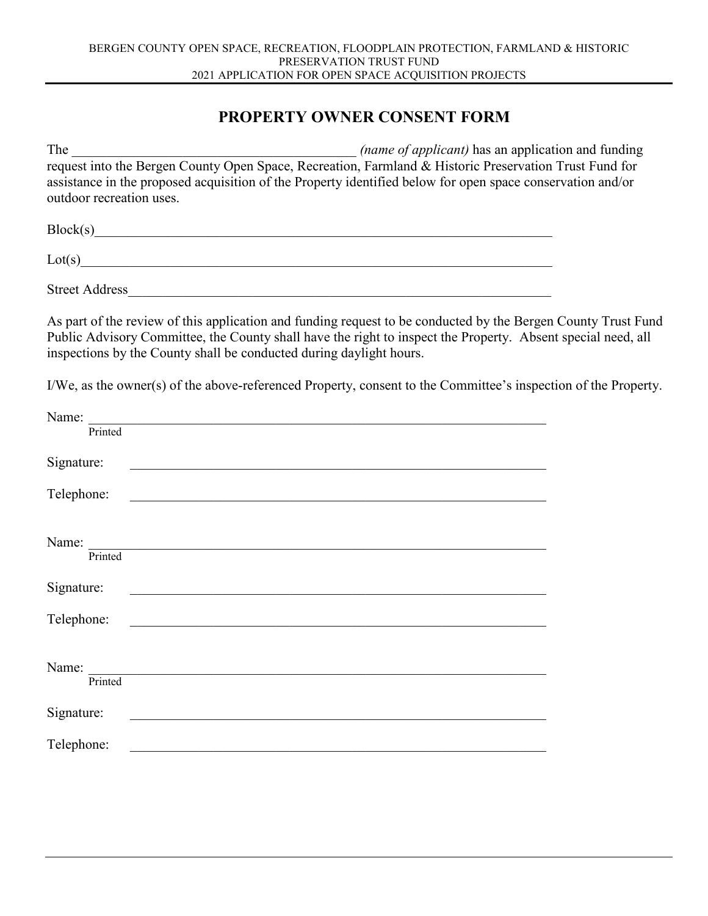# PROPERTY OWNER CONSENT FORM

The __________________________________________ *(name of applicant)* has an application and funding request into the Bergen County Open Space, Recreation, Farmland & Historic Preservation Trust Fund for assistance in the proposed acquisition of the Property identified below for open space conservation and/or outdoor recreation uses.

Block(s)____________________________________________________________________

Lot(s)______________________________________________________________________

Street Address_______________________________________________________________

As part of the review of this application and funding request to be conducted by the Bergen County Trust Fund Public Advisory Committee, the County shall have the right to inspect the Property. Absent special need, all inspections by the County shall be conducted during daylight hours.

I/We, as the owner(s) of the above-referenced Property, consent to the Committee's inspection of the Property.

Name: ______________________________________________________________________
Printed

Signature: ___________________________________________________________________

Telephone: ___________________________________________________________________

Name: ______________________________________________________________________
Printed

Signature: ___________________________________________________________________

Telephone: ___________________________________________________________________

Name: ______________________________________________________________________
Printed

Signature: ___________________________________________________________________

Telephone: ___________________________________________________________________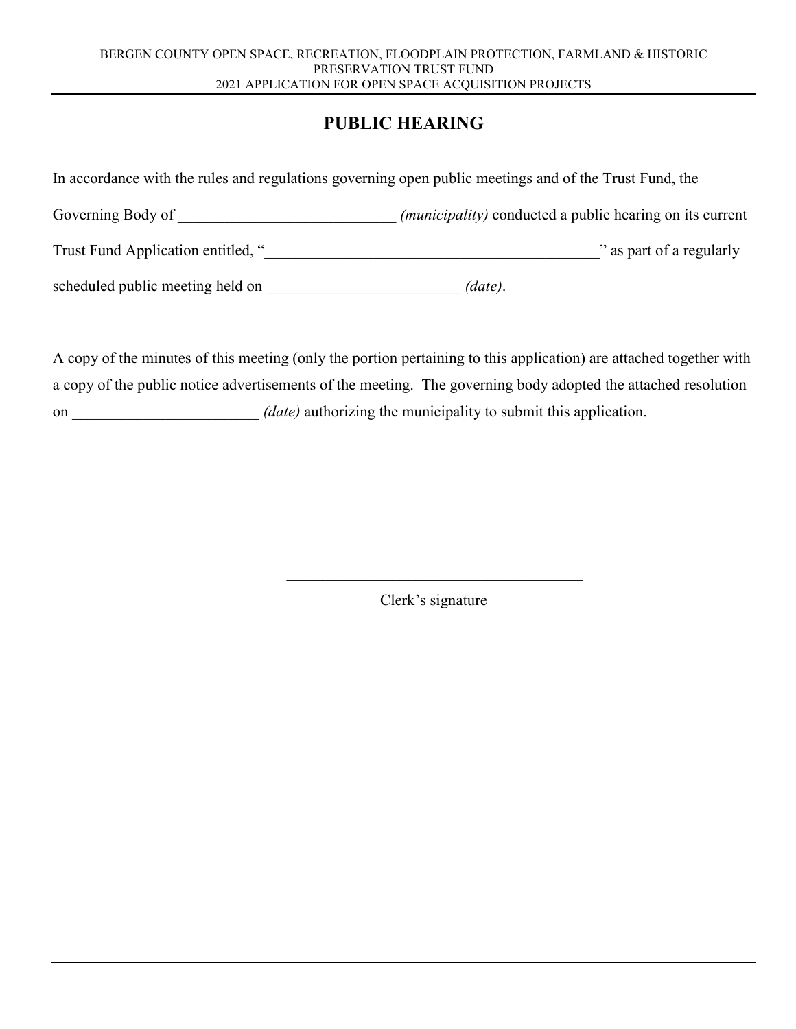# PUBLIC HEARING

In accordance with the rules and regulations governing open public meetings and of the Trust Fund, the Governing Body of ____________________________ *(municipality)* conducted a public hearing on its current Trust Fund Application entitled, "____________________________________________" as part of a regularly scheduled public meeting held on _________________________ *(date)*.

A copy of the minutes of this meeting (only the portion pertaining to this application) are attached together with a copy of the public notice advertisements of the meeting. The governing body adopted the attached resolution on ________________________ *(date)* authorizing the municipality to submit this application.

_______________________________________

Clerk's signature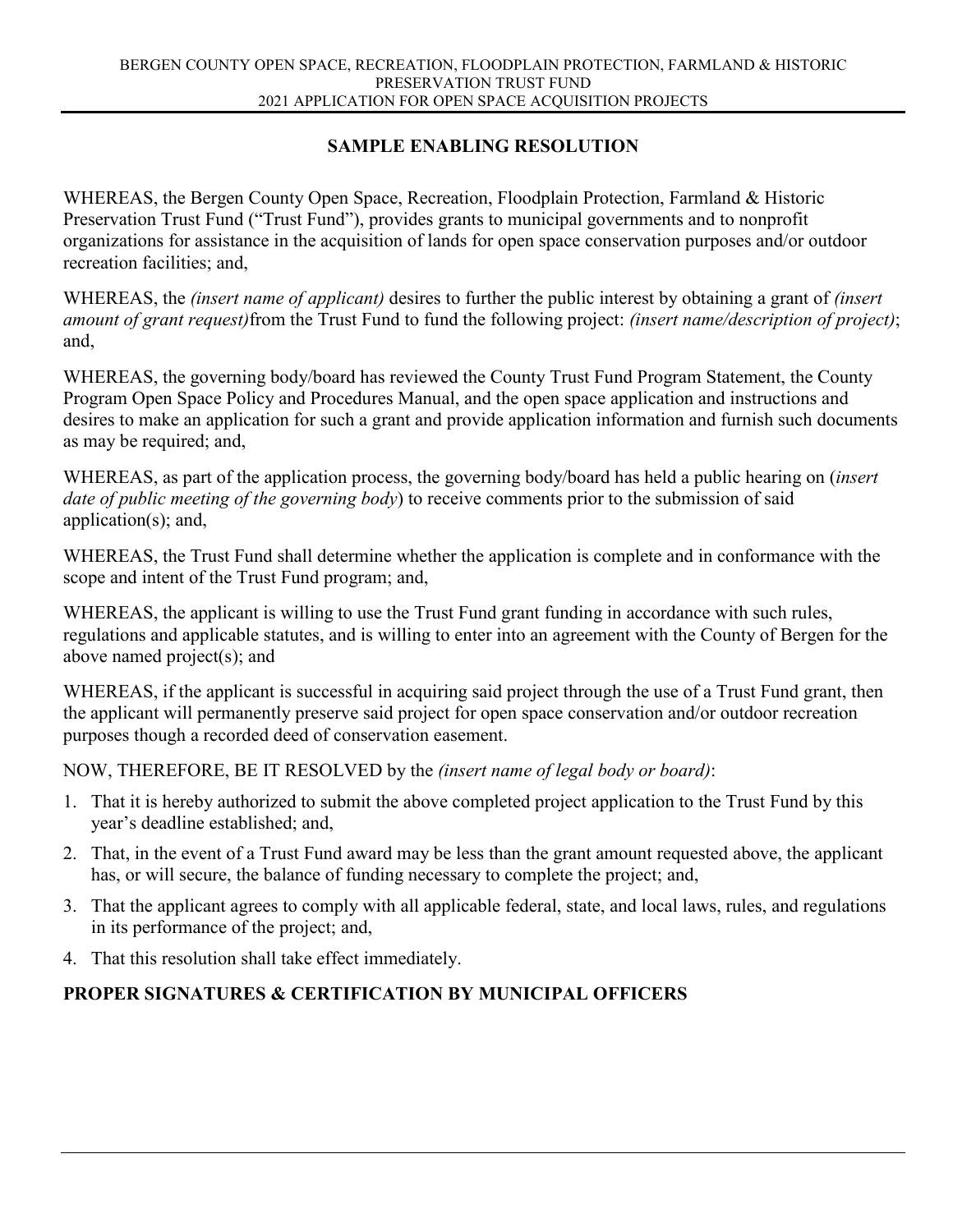## SAMPLE ENABLING RESOLUTION

WHEREAS, the Bergen County Open Space, Recreation, Floodplain Protection, Farmland & Historic Preservation Trust Fund ("Trust Fund"), provides grants to municipal governments and to nonprofit organizations for assistance in the acquisition of lands for open space conservation purposes and/or outdoor recreation facilities; and,

WHEREAS, the *(insert name of applicant)* desires to further the public interest by obtaining a grant of *(insert amount of grant request)*from the Trust Fund to fund the following project: *(insert name/description of project)*; and,

WHEREAS, the governing body/board has reviewed the County Trust Fund Program Statement, the County Program Open Space Policy and Procedures Manual, and the open space application and instructions and desires to make an application for such a grant and provide application information and furnish such documents as may be required; and,

WHEREAS, as part of the application process, the governing body/board has held a public hearing on (*insert date of public meeting of the governing body*) to receive comments prior to the submission of said application(s); and,

WHEREAS, the Trust Fund shall determine whether the application is complete and in conformance with the scope and intent of the Trust Fund program; and,

WHEREAS, the applicant is willing to use the Trust Fund grant funding in accordance with such rules, regulations and applicable statutes, and is willing to enter into an agreement with the County of Bergen for the above named project(s); and

WHEREAS, if the applicant is successful in acquiring said project through the use of a Trust Fund grant, then the applicant will permanently preserve said project for open space conservation and/or outdoor recreation purposes though a recorded deed of conservation easement.

NOW, THEREFORE, BE IT RESOLVED by the *(insert name of legal body or board)*:

1. That it is hereby authorized to submit the above completed project application to the Trust Fund by this year's deadline established; and,
2. That, in the event of a Trust Fund award may be less than the grant amount requested above, the applicant has, or will secure, the balance of funding necessary to complete the project; and,
3. That the applicant agrees to comply with all applicable federal, state, and local laws, rules, and regulations in its performance of the project; and,
4. That this resolution shall take effect immediately.

**PROPER SIGNATURES & CERTIFICATION BY MUNICIPAL OFFICERS**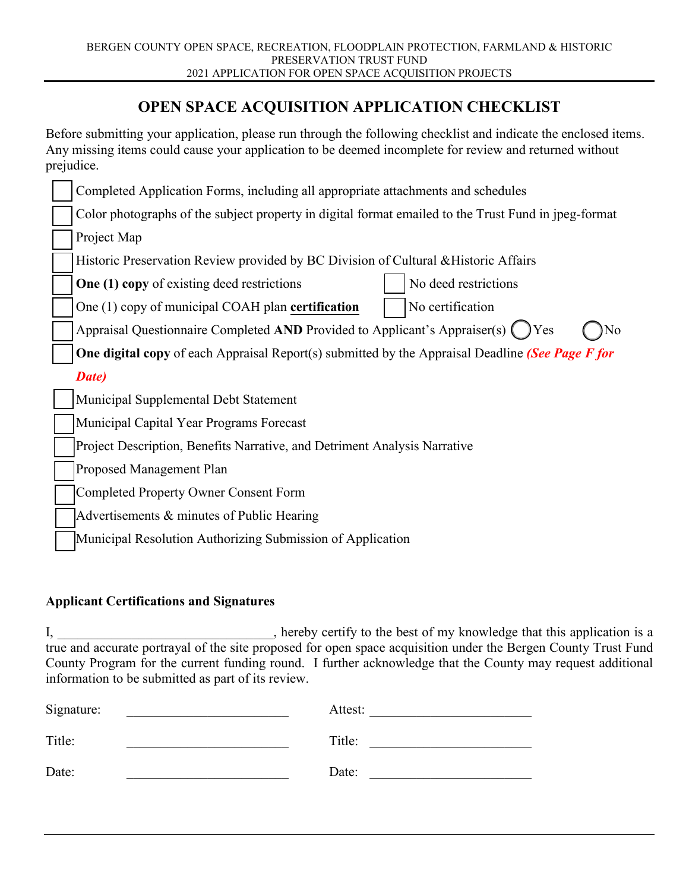# OPEN SPACE ACQUISITION APPLICATION CHECKLIST

Before submitting your application, please run through the following checklist and indicate the enclosed items. Any missing items could cause your application to be deemed incomplete for review and returned without prejudice.

- ☐ Completed Application Forms, including all appropriate attachments and schedules
- ☐ Color photographs of the subject property in digital format emailed to the Trust Fund in jpeg-format
- ☐ Project Map
- ☐ Historic Preservation Review provided by BC Division of Cultural &Historic Affairs
- ☐ **One (1) copy** of existing deed restrictions ☐ No deed restrictions
- ☐ One (1) copy of municipal COAH plan **certification** ☐ No certification
- ☐ Appraisal Questionnaire Completed **AND** Provided to Applicant's Appraiser(s) ◯ Yes ◯ No
- ☐ **One digital copy** of each Appraisal Report(s) submitted by the Appraisal Deadline ***(See Page F for Date)***
- ☐ Municipal Supplemental Debt Statement
- ☐ Municipal Capital Year Programs Forecast
- ☐ Project Description, Benefits Narrative, and Detriment Analysis Narrative
- ☐ Proposed Management Plan
- ☐ Completed Property Owner Consent Form
- ☐ Advertisements & minutes of Public Hearing
- ☐ Municipal Resolution Authorizing Submission of Application

### Applicant Certifications and Signatures

I, ________________________________, hereby certify to the best of my knowledge that this application is a true and accurate portrayal of the site proposed for open space acquisition under the Bergen County Trust Fund County Program for the current funding round. I further acknowledge that the County may request additional information to be submitted as part of its review.

Signature: ________________________ Attest: ________________________

Title: ________________________ Title: ________________________

Date: ________________________ Date: ________________________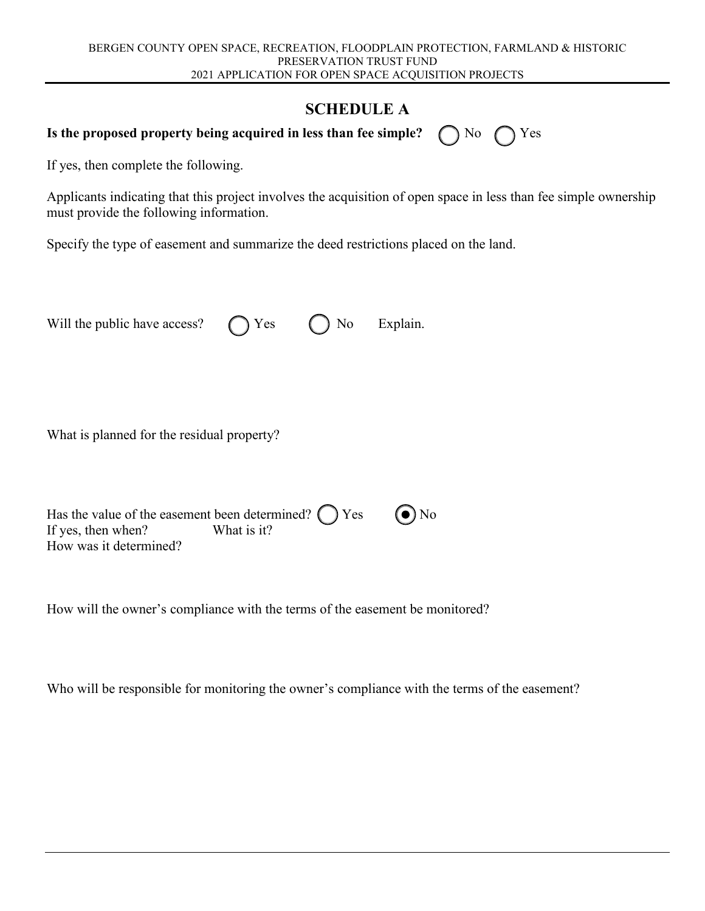## SCHEDULE A

**Is the proposed property being acquired in less than fee simple?** ○ No ○ Yes

If yes, then complete the following.

Applicants indicating that this project involves the acquisition of open space in less than fee simple ownership must provide the following information.

Specify the type of easement and summarize the deed restrictions placed on the land.

Will the public have access? ○ Yes ○ No Explain.

What is planned for the residual property?

Has the value of the easement been determined? ○ Yes ◉ No
If yes, then when? What is it?
How was it determined?

How will the owner's compliance with the terms of the easement be monitored?

Who will be responsible for monitoring the owner's compliance with the terms of the easement?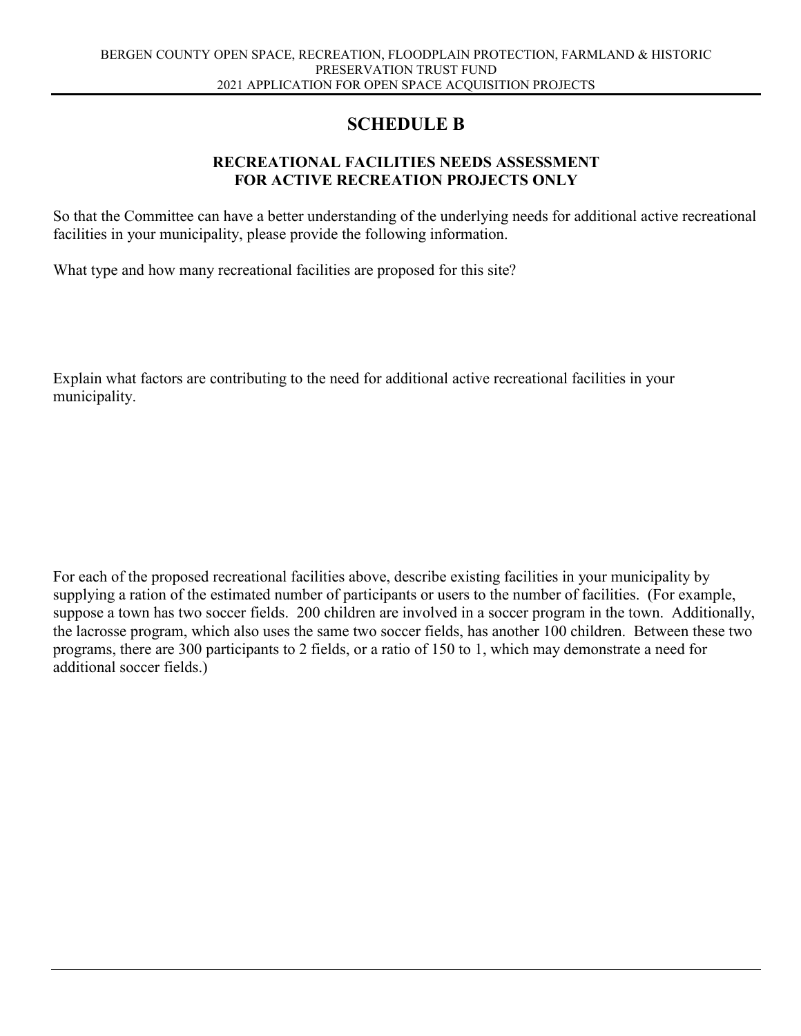# SCHEDULE B

## RECREATIONAL FACILITIES NEEDS ASSESSMENT FOR ACTIVE RECREATION PROJECTS ONLY

So that the Committee can have a better understanding of the underlying needs for additional active recreational facilities in your municipality, please provide the following information.

What type and how many recreational facilities are proposed for this site?

Explain what factors are contributing to the need for additional active recreational facilities in your municipality.

For each of the proposed recreational facilities above, describe existing facilities in your municipality by supplying a ration of the estimated number of participants or users to the number of facilities. (For example, suppose a town has two soccer fields. 200 children are involved in a soccer program in the town. Additionally, the lacrosse program, which also uses the same two soccer fields, has another 100 children. Between these two programs, there are 300 participants to 2 fields, or a ratio of 150 to 1, which may demonstrate a need for additional soccer fields.)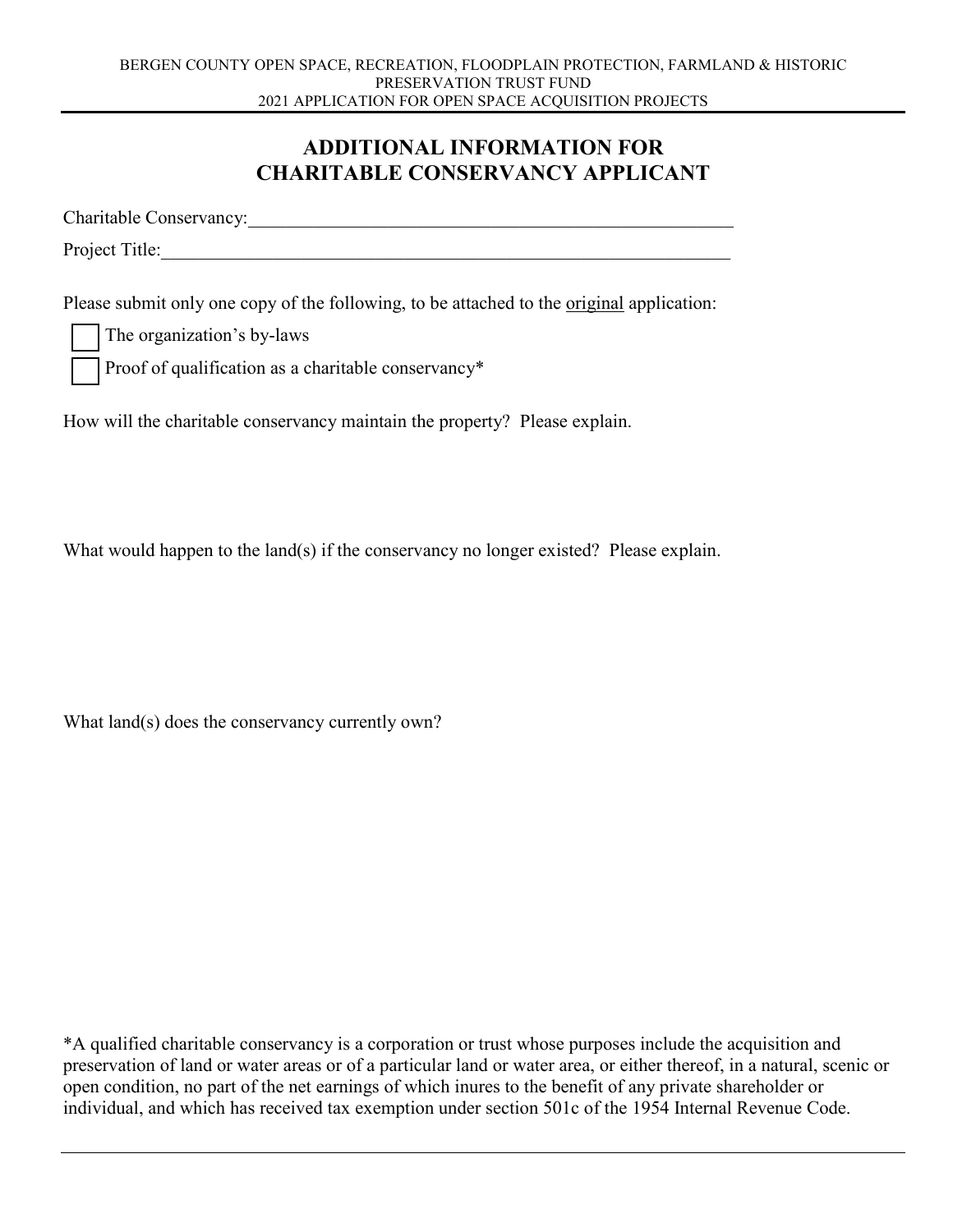## ADDITIONAL INFORMATION FOR CHARITABLE CONSERVANCY APPLICANT

Charitable Conservancy:\_\_\_\_\_\_\_\_\_\_\_\_\_\_\_\_\_\_\_\_\_\_\_\_\_\_\_\_\_\_\_\_\_\_\_\_\_\_\_\_\_\_\_\_\_\_\_\_\_\_\_\_

Project Title:\_\_\_\_\_\_\_\_\_\_\_\_\_\_\_\_\_\_\_\_\_\_\_\_\_\_\_\_\_\_\_\_\_\_\_\_\_\_\_\_\_\_\_\_\_\_\_\_\_\_\_\_\_\_\_\_\_\_

Please submit only one copy of the following, to be attached to the original application:

- ☐ The organization's by-laws
- ☐ Proof of qualification as a charitable conservancy*

How will the charitable conservancy maintain the property? Please explain.

What would happen to the land(s) if the conservancy no longer existed? Please explain.

What land(s) does the conservancy currently own?

*A qualified charitable conservancy is a corporation or trust whose purposes include the acquisition and preservation of land or water areas or of a particular land or water area, or either thereof, in a natural, scenic or open condition, no part of the net earnings of which inures to the benefit of any private shareholder or individual, and which has received tax exemption under section 501c of the 1954 Internal Revenue Code.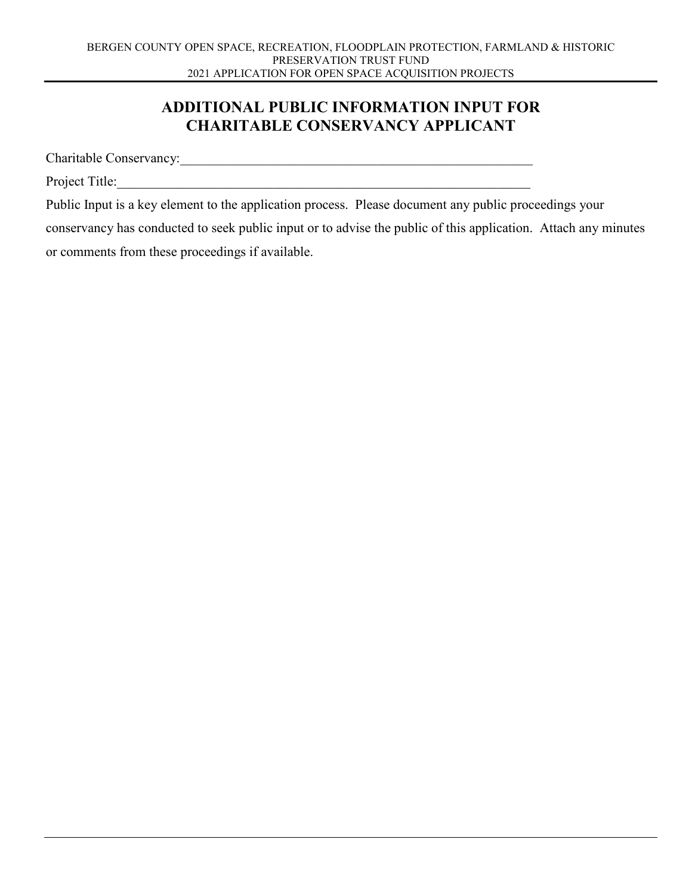# ADDITIONAL PUBLIC INFORMATION INPUT FOR CHARITABLE CONSERVANCY APPLICANT

Charitable Conservancy:\_\_\_\_\_\_\_\_\_\_\_\_\_\_\_\_\_\_\_\_\_\_\_\_\_\_\_\_\_\_\_\_\_\_\_\_\_\_\_\_\_\_\_\_\_\_\_\_\_\_\_\_\_\_

Project Title:\_\_\_\_\_\_\_\_\_\_\_\_\_\_\_\_\_\_\_\_\_\_\_\_\_\_\_\_\_\_\_\_\_\_\_\_\_\_\_\_\_\_\_\_\_\_\_\_\_\_\_\_\_\_\_\_\_\_\_\_\_\_

Public Input is a key element to the application process. Please document any public proceedings your conservancy has conducted to seek public input or to advise the public of this application. Attach any minutes or comments from these proceedings if available.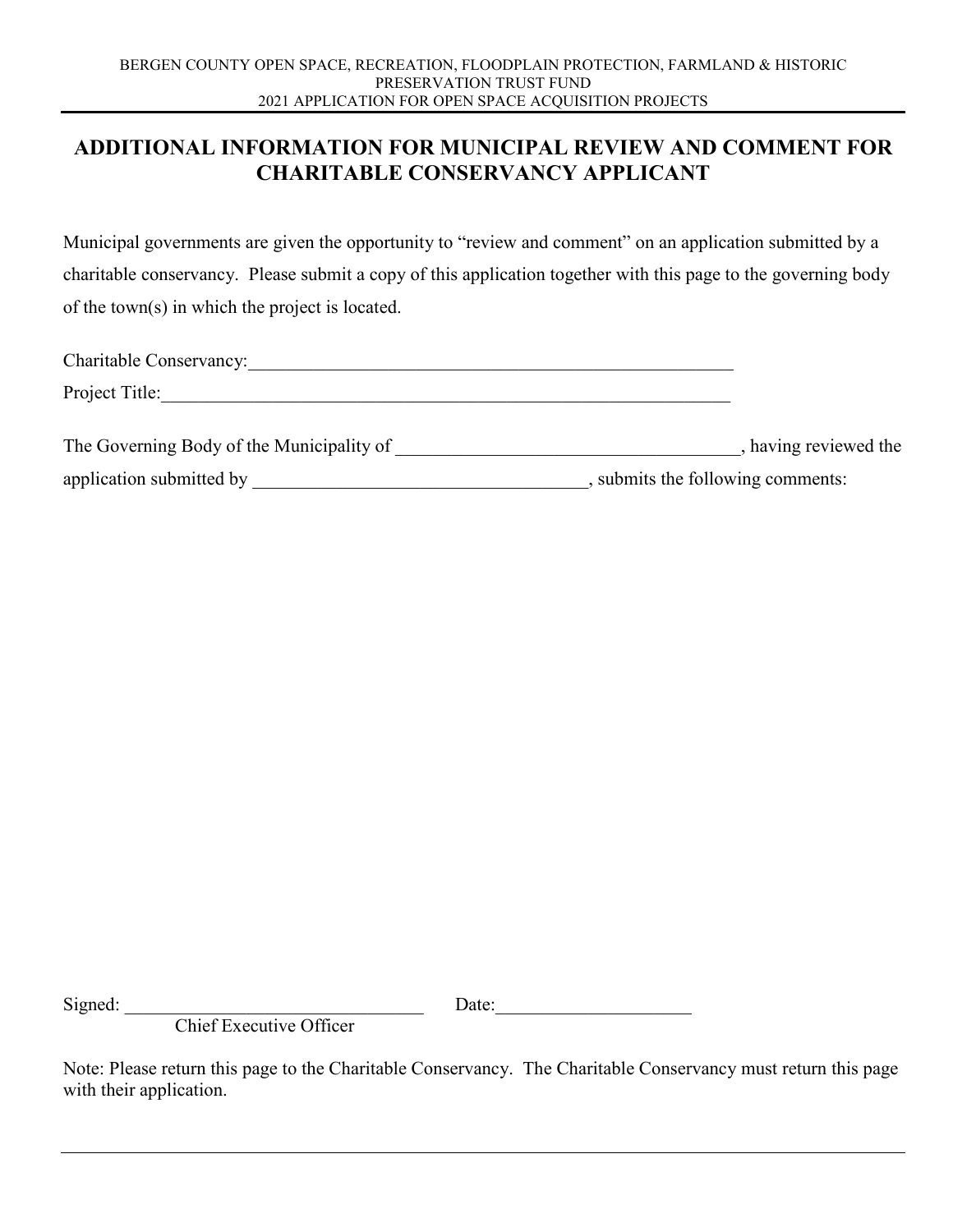## ADDITIONAL INFORMATION FOR MUNICIPAL REVIEW AND COMMENT FOR CHARITABLE CONSERVANCY APPLICANT

Municipal governments are given the opportunity to "review and comment" on an application submitted by a charitable conservancy. Please submit a copy of this application together with this page to the governing body of the town(s) in which the project is located.

Charitable Conservancy:_______________________________________________________

Project Title:_________________________________________________________________

The Governing Body of the Municipality of ______________________________________, having reviewed the application submitted by ____________________________________, submits the following comments:

Signed: ________________________________ Date:_____________________

Chief Executive Officer

Note: Please return this page to the Charitable Conservancy. The Charitable Conservancy must return this page with their application.